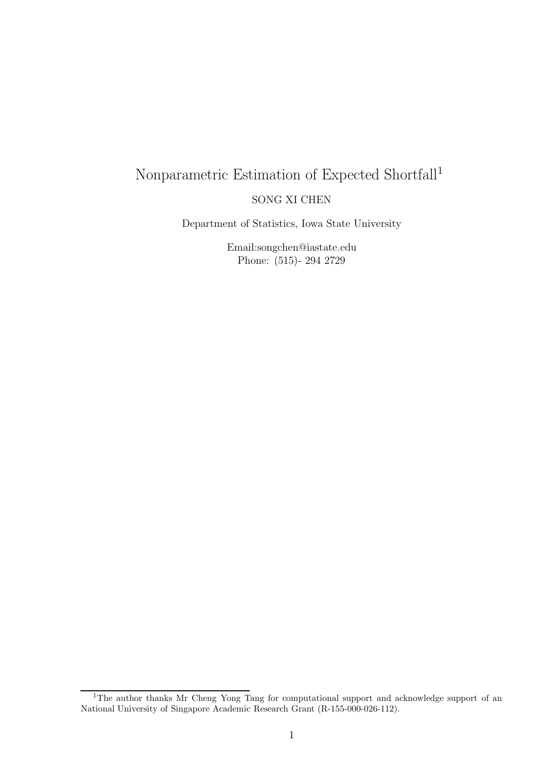# Nonparametric Estimation of Expected Shortfall[1]

SONG XI CHEN

Department of Statistics, Iowa State University

Email:songchen@iastate.edu
Phone: (515)- 294 2729

[1] The author thanks Mr Cheng Yong Tang for computational support and acknowledge support of an National University of Singapore Academic Research Grant (R-155-000-026-112).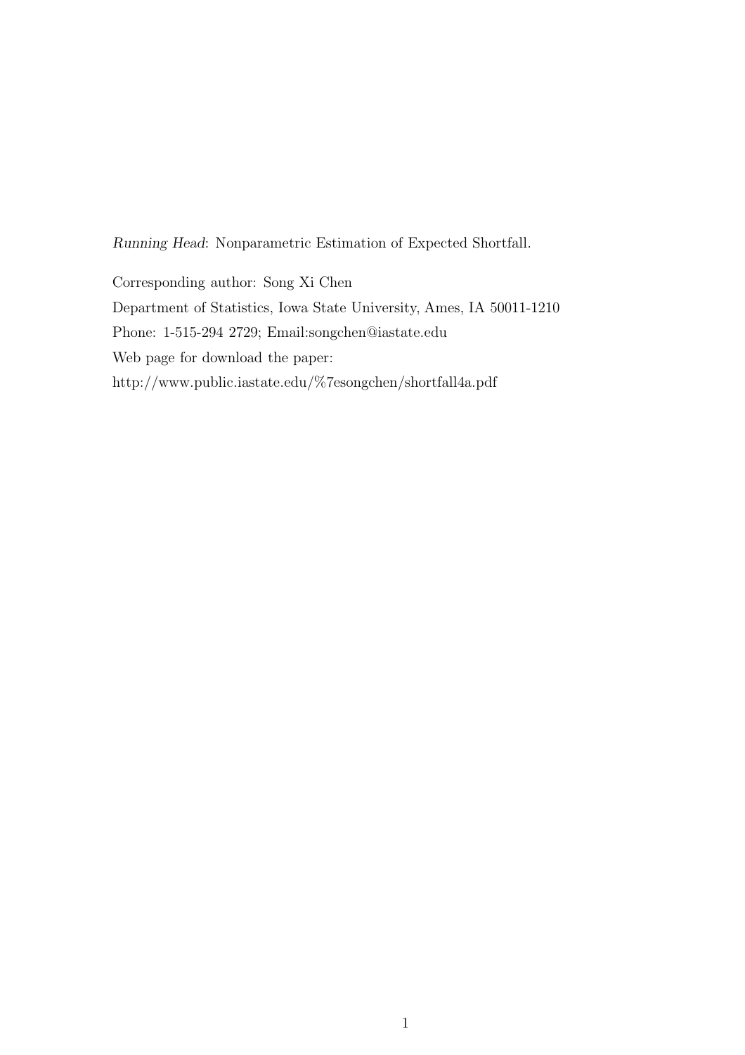*Running Head*: Nonparametric Estimation of Expected Shortfall.

Corresponding author: Song Xi Chen

Department of Statistics, Iowa State University, Ames, IA 50011-1210

Phone: 1-515-294 2729; Email:songchen@iastate.edu

Web page for download the paper:

http://www.public.iastate.edu/%7esongchen/shortfall4a.pdf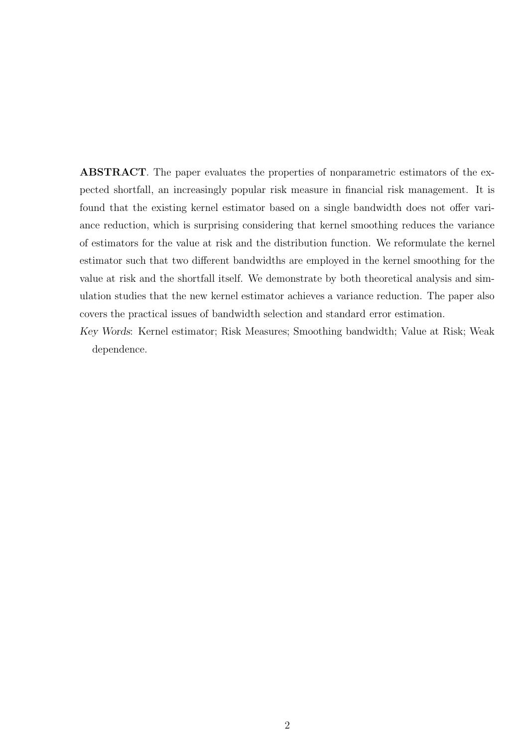**ABSTRACT**. The paper evaluates the properties of nonparametric estimators of the expected shortfall, an increasingly popular risk measure in financial risk management. It is found that the existing kernel estimator based on a single bandwidth does not offer variance reduction, which is surprising considering that kernel smoothing reduces the variance of estimators for the value at risk and the distribution function. We reformulate the kernel estimator such that two different bandwidths are employed in the kernel smoothing for the value at risk and the shortfall itself. We demonstrate by both theoretical analysis and simulation studies that the new kernel estimator achieves a variance reduction. The paper also covers the practical issues of bandwidth selection and standard error estimation.

*Key Words*: Kernel estimator; Risk Measures; Smoothing bandwidth; Value at Risk; Weak dependence.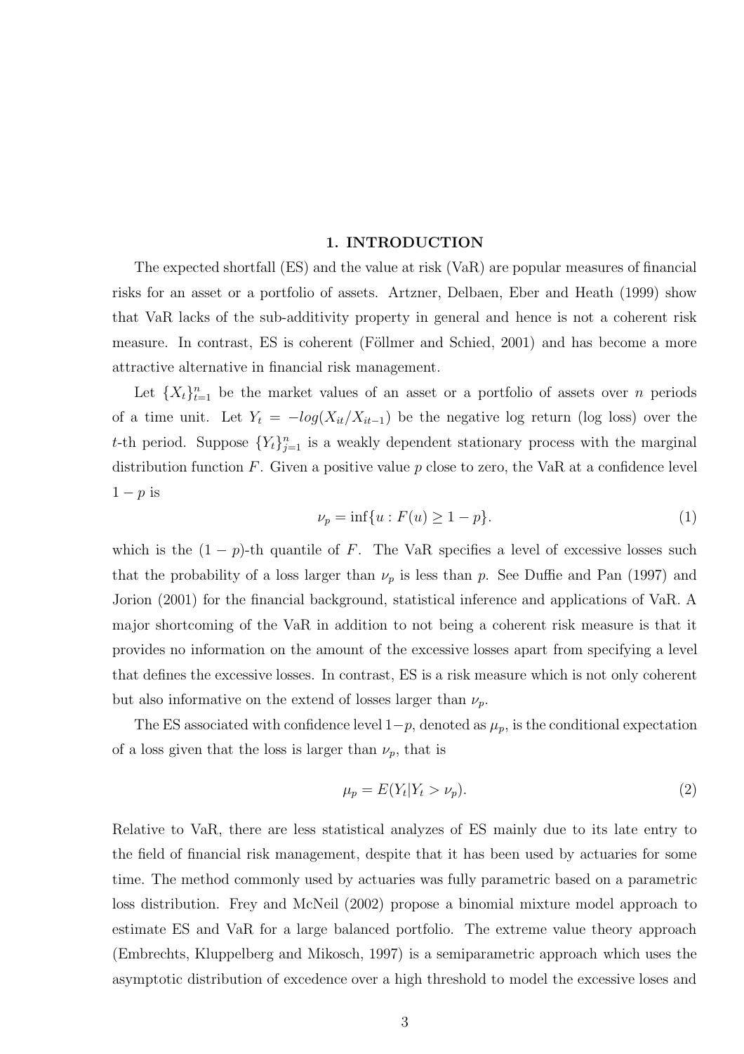## 1. INTRODUCTION

The expected shortfall (ES) and the value at risk (VaR) are popular measures of financial risks for an asset or a portfolio of assets. Artzner, Delbaen, Eber and Heath (1999) show that VaR lacks of the sub-additivity property in general and hence is not a coherent risk measure. In contrast, ES is coherent (Föllmer and Schied, 2001) and has become a more attractive alternative in financial risk management.

Let $\{X_t\}_{t=1}^n$ be the market values of an asset or a portfolio of assets over $n$ periods of a time unit. Let $Y_t = -log(X_{it}/X_{it-1})$ be the negative log return (log loss) over the $t$-th period. Suppose $\{Y_t\}_{j=1}^n$ is a weakly dependent stationary process with the marginal distribution function $F$. Given a positive value $p$ close to zero, the VaR at a confidence level $1-p$ is

$$\nu_p = \inf\{u : F(u) \geq 1-p\}. \tag{1}$$

which is the $(1-p)$-th quantile of $F$. The VaR specifies a level of excessive losses such that the probability of a loss larger than $\nu_p$ is less than $p$. See Duffie and Pan (1997) and Jorion (2001) for the financial background, statistical inference and applications of VaR. A major shortcoming of the VaR in addition to not being a coherent risk measure is that it provides no information on the amount of the excessive losses apart from specifying a level that defines the excessive losses. In contrast, ES is a risk measure which is not only coherent but also informative on the extend of losses larger than $\nu_p$.

The ES associated with confidence level $1-p$, denoted as $\mu_p$, is the conditional expectation of a loss given that the loss is larger than $\nu_p$, that is

$$\mu_p = E(Y_t | Y_t > \nu_p). \tag{2}$$

Relative to VaR, there are less statistical analyzes of ES mainly due to its late entry to the field of financial risk management, despite that it has been used by actuaries for some time. The method commonly used by actuaries was fully parametric based on a parametric loss distribution. Frey and McNeil (2002) propose a binomial mixture model approach to estimate ES and VaR for a large balanced portfolio. The extreme value theory approach (Embrechts, Kluppelberg and Mikosch, 1997) is a semiparametric approach which uses the asymptotic distribution of excedence over a high threshold to model the excessive loses and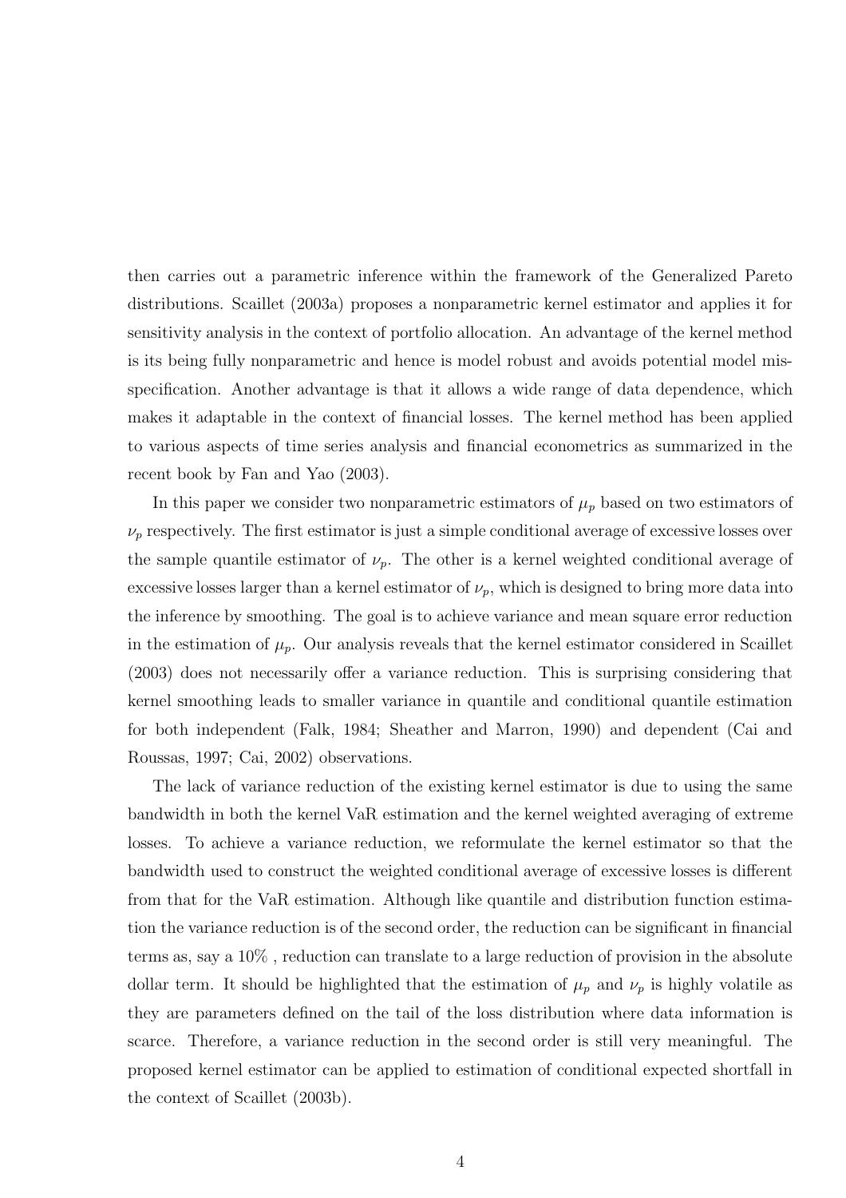then carries out a parametric inference within the framework of the Generalized Pareto distributions. Scaillet (2003a) proposes a nonparametric kernel estimator and applies it for sensitivity analysis in the context of portfolio allocation. An advantage of the kernel method is its being fully nonparametric and hence is model robust and avoids potential model misspecification. Another advantage is that it allows a wide range of data dependence, which makes it adaptable in the context of financial losses. The kernel method has been applied to various aspects of time series analysis and financial econometrics as summarized in the recent book by Fan and Yao (2003).

In this paper we consider two nonparametric estimators of $\mu_p$ based on two estimators of $\nu_p$ respectively. The first estimator is just a simple conditional average of excessive losses over the sample quantile estimator of $\nu_p$. The other is a kernel weighted conditional average of excessive losses larger than a kernel estimator of $\nu_p$, which is designed to bring more data into the inference by smoothing. The goal is to achieve variance and mean square error reduction in the estimation of $\mu_p$. Our analysis reveals that the kernel estimator considered in Scaillet (2003) does not necessarily offer a variance reduction. This is surprising considering that kernel smoothing leads to smaller variance in quantile and conditional quantile estimation for both independent (Falk, 1984; Sheather and Marron, 1990) and dependent (Cai and Roussas, 1997; Cai, 2002) observations.

The lack of variance reduction of the existing kernel estimator is due to using the same bandwidth in both the kernel VaR estimation and the kernel weighted averaging of extreme losses. To achieve a variance reduction, we reformulate the kernel estimator so that the bandwidth used to construct the weighted conditional average of excessive losses is different from that for the VaR estimation. Although like quantile and distribution function estimation the variance reduction is of the second order, the reduction can be significant in financial terms as, say a 10% , reduction can translate to a large reduction of provision in the absolute dollar term. It should be highlighted that the estimation of $\mu_p$ and $\nu_p$ is highly volatile as they are parameters defined on the tail of the loss distribution where data information is scarce. Therefore, a variance reduction in the second order is still very meaningful. The proposed kernel estimator can be applied to estimation of conditional expected shortfall in the context of Scaillet (2003b).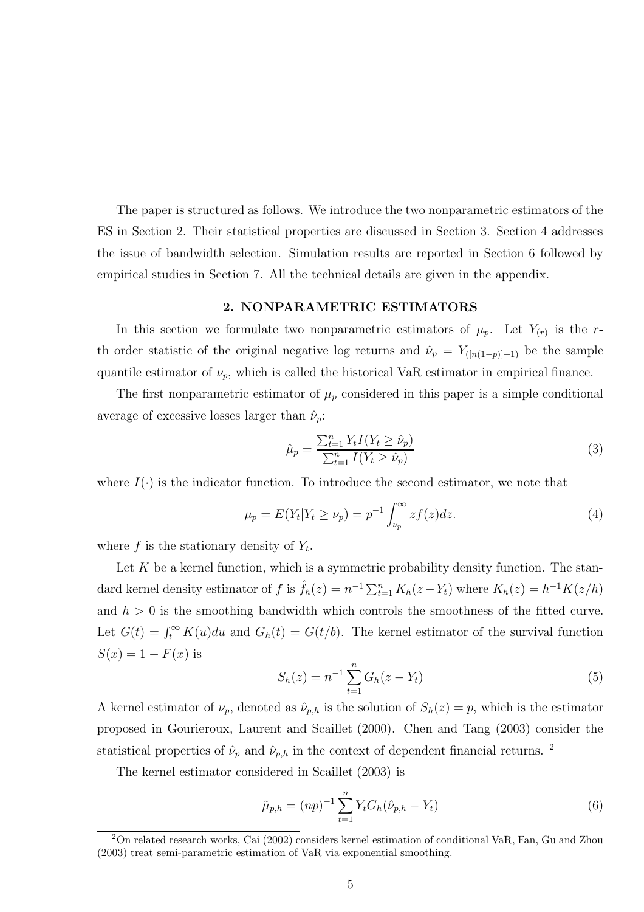The paper is structured as follows. We introduce the two nonparametric estimators of the ES in Section 2. Their statistical properties are discussed in Section 3. Section 4 addresses the issue of bandwidth selection. Simulation results are reported in Section 6 followed by empirical studies in Section 7. All the technical details are given in the appendix.

## 2. NONPARAMETRIC ESTIMATORS

In this section we formulate two nonparametric estimators of $\mu_p$. Let $Y_{(r)}$ is the $r$-th order statistic of the original negative log returns and $\hat{\nu}_p = Y_{([n(1-p)]+1)}$ be the sample quantile estimator of $\nu_p$, which is called the historical VaR estimator in empirical finance.

The first nonparametric estimator of $\mu_p$ considered in this paper is a simple conditional average of excessive losses larger than $\hat{\nu}_p$:

$$\hat{\mu}_p = \frac{\sum_{t=1}^{n} Y_t I(Y_t \geq \hat{\nu}_p)}{\sum_{t=1}^{n} I(Y_t \geq \hat{\nu}_p)} \tag{3}$$

where $I(\cdot)$ is the indicator function. To introduce the second estimator, we note that

$$\mu_p = E(Y_t | Y_t \geq \nu_p) = p^{-1} \int_{\nu_p}^{\infty} z f(z) dz. \tag{4}$$

where $f$ is the stationary density of $Y_t$.

Let $K$ be a kernel function, which is a symmetric probability density function. The standard kernel density estimator of $f$ is $\hat{f}_h(z) = n^{-1} \sum_{t=1}^{n} K_h(z - Y_t)$ where $K_h(z) = h^{-1} K(z/h)$ and $h > 0$ is the smoothing bandwidth which controls the smoothness of the fitted curve. Let $G(t) = \int_t^{\infty} K(u) du$ and $G_h(t) = G(t/b)$. The kernel estimator of the survival function $S(x) = 1 - F(x)$ is

$$S_h(z) = n^{-1} \sum_{t=1}^{n} G_h(z - Y_t) \tag{5}$$

A kernel estimator of $\nu_p$, denoted as $\hat{\nu}_{p,h}$ is the solution of $S_h(z) = p$, which is the estimator proposed in Gourieroux, Laurent and Scaillet (2000). Chen and Tang (2003) consider the statistical properties of $\hat{\nu}_p$ and $\hat{\nu}_{p,h}$ in the context of dependent financial returns. [2]

The kernel estimator considered in Scaillet (2003) is

$$\tilde{\mu}_{p,h} = (np)^{-1} \sum_{t=1}^{n} Y_t G_h(\hat{\nu}_{p,h} - Y_t) \tag{6}$$

[2] On related research works, Cai (2002) considers kernel estimation of conditional VaR, Fan, Gu and Zhou (2003) treat semi-parametric estimation of VaR via exponential smoothing.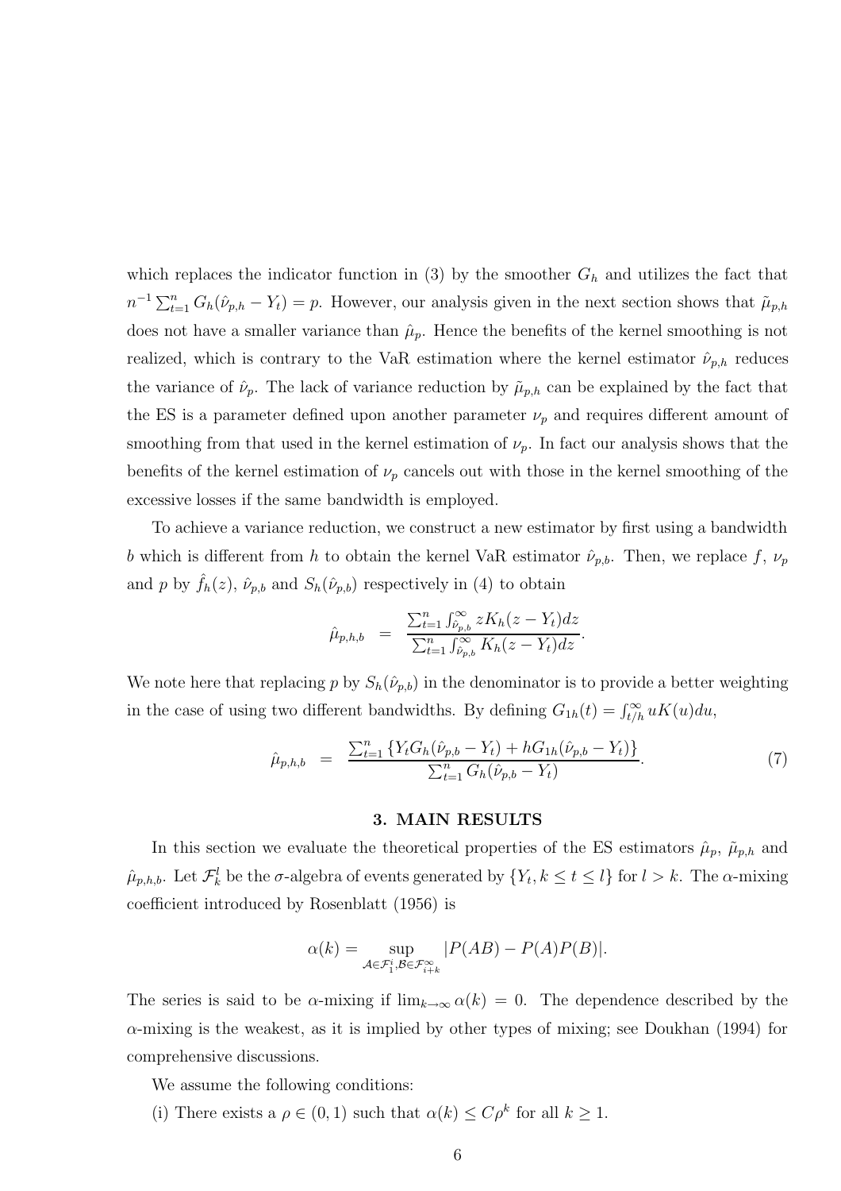which replaces the indicator function in (3) by the smoother $G_h$ and utilizes the fact that $n^{-1}\sum_{t=1}^{n} G_h(\hat{\nu}_{p,h} - Y_t) = p$. However, our analysis given in the next section shows that $\tilde{\mu}_{p,h}$ does not have a smaller variance than $\hat{\mu}_p$. Hence the benefits of the kernel smoothing is not realized, which is contrary to the VaR estimation where the kernel estimator $\hat{\nu}_{p,h}$ reduces the variance of $\hat{\nu}_p$. The lack of variance reduction by $\tilde{\mu}_{p,h}$ can be explained by the fact that the ES is a parameter defined upon another parameter $\nu_p$ and requires different amount of smoothing from that used in the kernel estimation of $\nu_p$. In fact our analysis shows that the benefits of the kernel estimation of $\nu_p$ cancels out with those in the kernel smoothing of the excessive losses if the same bandwidth is employed.

To achieve a variance reduction, we construct a new estimator by first using a bandwidth $b$ which is different from $h$ to obtain the kernel VaR estimator $\hat{\nu}_{p,b}$. Then, we replace $f$, $\nu_p$ and $p$ by $\hat{f}_h(z)$, $\hat{\nu}_{p,b}$ and $S_h(\hat{\nu}_{p,b})$ respectively in (4) to obtain

$$\hat{\mu}_{p,h,b} = \frac{\sum_{t=1}^{n}\int_{\hat{\nu}_{p,b}}^{\infty} zK_h(z - Y_t)dz}{\sum_{t=1}^{n}\int_{\hat{\nu}_{p,b}}^{\infty} K_h(z - Y_t)dz}.$$

We note here that replacing $p$ by $S_h(\hat{\nu}_{p,b})$ in the denominator is to provide a better weighting in the case of using two different bandwidths. By defining $G_{1h}(t) = \int_{t/h}^{\infty} uK(u)du$,

$$\hat{\mu}_{p,h,b} = \frac{\sum_{t=1}^{n}\{Y_t G_h(\hat{\nu}_{p,b} - Y_t) + hG_{1h}(\hat{\nu}_{p,b} - Y_t)\}}{\sum_{t=1}^{n} G_h(\hat{\nu}_{p,b} - Y_t)}. \tag{7}$$

## 3. MAIN RESULTS

In this section we evaluate the theoretical properties of the ES estimators $\hat{\mu}_p$, $\tilde{\mu}_{p,h}$ and $\hat{\mu}_{p,h,b}$. Let $\mathcal{F}_k^l$ be the $\sigma$-algebra of events generated by $\{Y_t, k \le t \le l\}$ for $l > k$. The $\alpha$-mixing coefficient introduced by Rosenblatt (1956) is

$$\alpha(k) = \sup_{\mathcal{A}\in\mathcal{F}_1^i, \mathcal{B}\in\mathcal{F}_{i+k}^{\infty}} |P(AB) - P(A)P(B)|.$$

The series is said to be $\alpha$-mixing if $\lim_{k\to\infty}\alpha(k) = 0$. The dependence described by the $\alpha$-mixing is the weakest, as it is implied by other types of mixing; see Doukhan (1994) for comprehensive discussions.

We assume the following conditions:

(i) There exists a $\rho \in (0, 1)$ such that $\alpha(k) \le C\rho^k$ for all $k \ge 1$.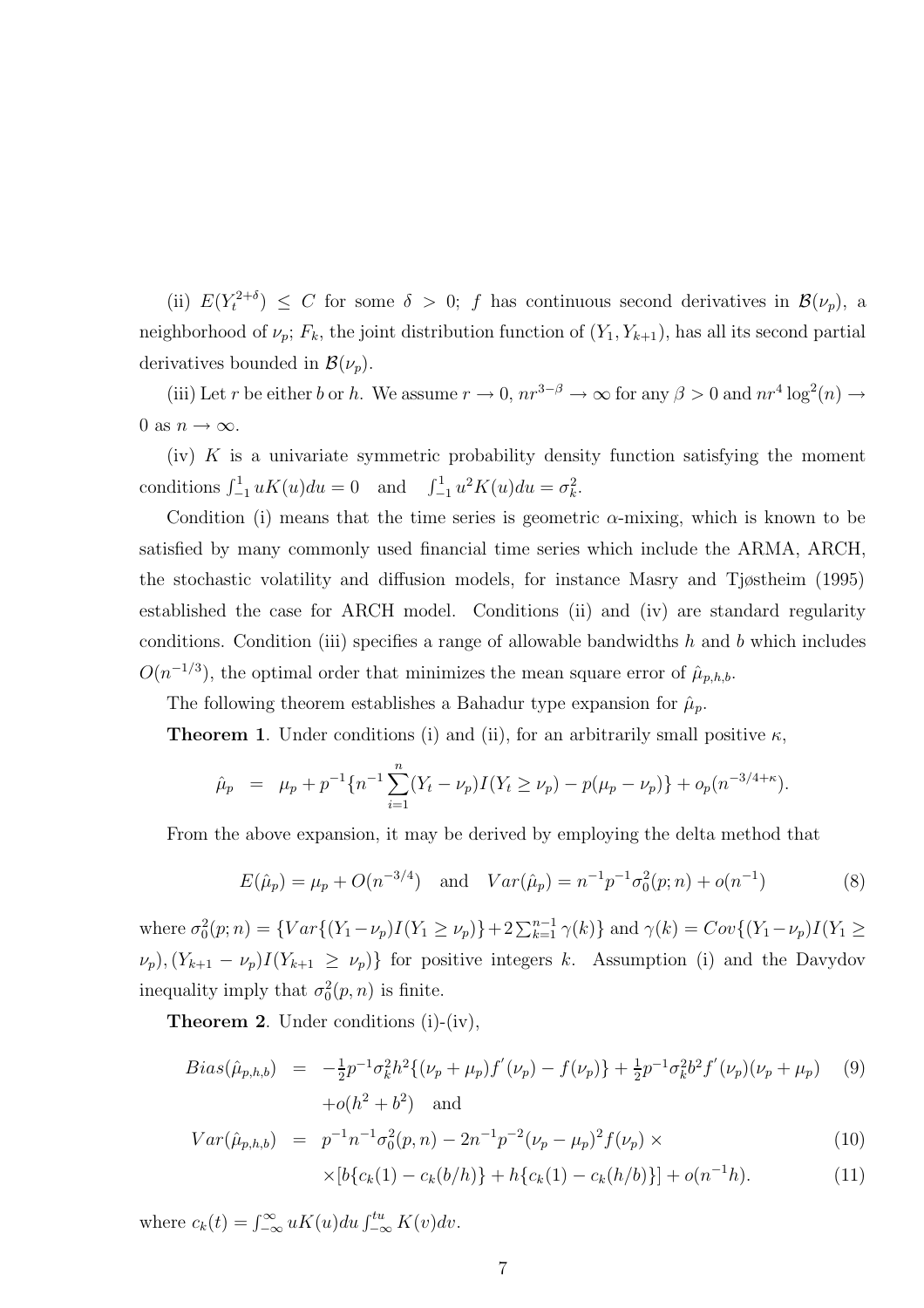(ii) $E(Y_t^{2+\delta}) \leq C$ for some $\delta > 0$; $f$ has continuous second derivatives in $\mathcal{B}(\nu_p)$, a neighborhood of $\nu_p$; $F_k$, the joint distribution function of $(Y_1, Y_{k+1})$, has all its second partial derivatives bounded in $\mathcal{B}(\nu_p)$.

(iii) Let $r$ be either $b$ or $h$. We assume $r \to 0$, $nr^{3-\beta} \to \infty$ for any $\beta > 0$ and $nr^4 \log^2(n) \to 0$ as $n \to \infty$.

(iv) $K$ is a univariate symmetric probability density function satisfying the moment conditions $\int_{-1}^{1} uK(u)du = 0$ and $\int_{-1}^{1} u^2 K(u)du = \sigma_k^2$.

Condition (i) means that the time series is geometric $\alpha$-mixing, which is known to be satisfied by many commonly used financial time series which include the ARMA, ARCH, the stochastic volatility and diffusion models, for instance Masry and Tjøstheim (1995) established the case for ARCH model. Conditions (ii) and (iv) are standard regularity conditions. Condition (iii) specifies a range of allowable bandwidths $h$ and $b$ which includes $O(n^{-1/3})$, the optimal order that minimizes the mean square error of $\hat{\mu}_{p,h,b}$.

The following theorem establishes a Bahadur type expansion for $\hat{\mu}_p$.

**Theorem 1**. Under conditions (i) and (ii), for an arbitrarily small positive $\kappa$,

$$\hat{\mu}_p \;=\; \mu_p + p^{-1}\{n^{-1}\sum_{i=1}^{n}(Y_t - \nu_p)I(Y_t \geq \nu_p) - p(\mu_p - \nu_p)\} + o_p(n^{-3/4+\kappa}).$$

From the above expansion, it may be derived by employing the delta method that

$$E(\hat{\mu}_p) = \mu_p + O(n^{-3/4}) \quad \text{and} \quad Var(\hat{\mu}_p) = n^{-1}p^{-1}\sigma_0^2(p;n) + o(n^{-1}) \tag{8}$$

where $\sigma_0^2(p;n) = \{Var\{(Y_1 - \nu_p)I(Y_1 \geq \nu_p)\} + 2\sum_{k=1}^{n-1}\gamma(k)\}$ and $\gamma(k) = Cov\{(Y_1 - \nu_p)I(Y_1 \geq \nu_p), (Y_{k+1} - \nu_p)I(Y_{k+1} \geq \nu_p)\}$ for positive integers $k$. Assumption (i) and the Davydov inequality imply that $\sigma_0^2(p,n)$ is finite.

**Theorem 2**. Under conditions (i)-(iv),

$$\begin{aligned} Bias(\hat{\mu}_{p,h,b}) \;&=\; -\tfrac{1}{2}p^{-1}\sigma_k^2 h^2\{(\nu_p + \mu_p)f'(\nu_p) - f(\nu_p)\} + \tfrac{1}{2}p^{-1}\sigma_k^2 b^2 f'(\nu_p)(\nu_p + \mu_p) \qquad (9)\\ &\quad + o(h^2 + b^2) \quad \text{and} \\ Var(\hat{\mu}_{p,h,b}) \;&=\; p^{-1}n^{-1}\sigma_0^2(p,n) - 2n^{-1}p^{-2}(\nu_p - \mu_p)^2 f(\nu_p) \times \qquad (10)\\ &\quad \times[b\{c_k(1) - c_k(b/h)\} + h\{c_k(1) - c_k(h/b)\}] + o(n^{-1}h). \qquad (11) \end{aligned}$$

where $c_k(t) = \int_{-\infty}^{\infty} uK(u)du \int_{-\infty}^{tu} K(v)dv$.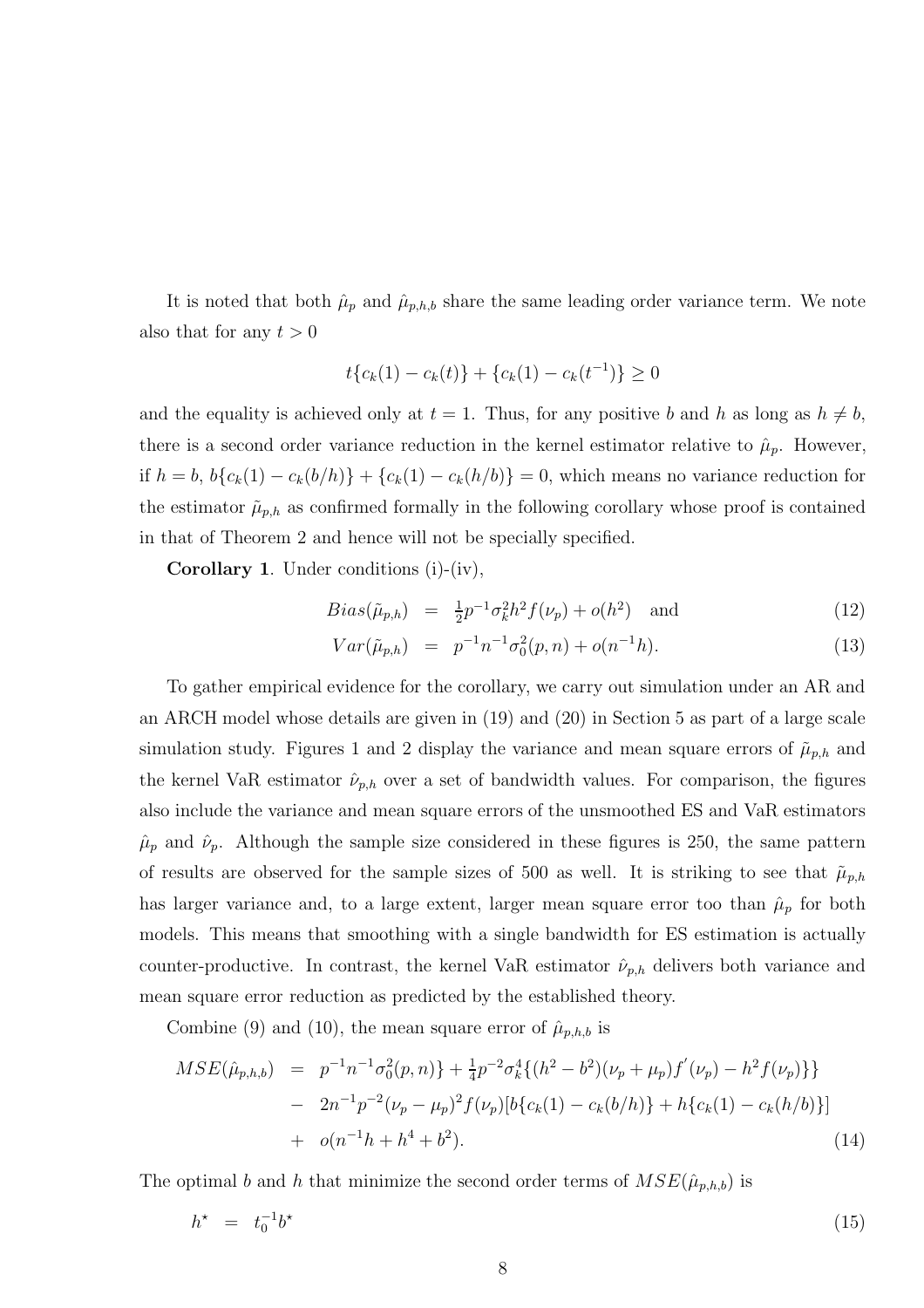It is noted that both $\hat{\mu}_p$ and $\hat{\mu}_{p,h,b}$ share the same leading order variance term. We note also that for any $t > 0$

$$t\{c_k(1) - c_k(t)\} + \{c_k(1) - c_k(t^{-1})\} \geq 0$$

and the equality is achieved only at $t = 1$. Thus, for any positive $b$ and $h$ as long as $h \neq b$, there is a second order variance reduction in the kernel estimator relative to $\hat{\mu}_p$. However, if $h = b$, $b\{c_k(1) - c_k(b/h)\} + \{c_k(1) - c_k(h/b)\} = 0$, which means no variance reduction for the estimator $\tilde{\mu}_{p,h}$ as confirmed formally in the following corollary whose proof is contained in that of Theorem 2 and hence will not be specially specified.

**Corollary 1**. Under conditions (i)-(iv),

$$
\begin{aligned}
Bias(\tilde{\mu}_{p,h}) &= \tfrac{1}{2}p^{-1}\sigma_k^2 h^2 f(\nu_p) + o(h^2) \quad \text{and} &(12)\\
Var(\tilde{\mu}_{p,h}) &= p^{-1}n^{-1}\sigma_0^2(p,n) + o(n^{-1}h). &(13)
\end{aligned}
$$

To gather empirical evidence for the corollary, we carry out simulation under an AR and an ARCH model whose details are given in (19) and (20) in Section 5 as part of a large scale simulation study. Figures 1 and 2 display the variance and mean square errors of $\tilde{\mu}_{p,h}$ and the kernel VaR estimator $\hat{\nu}_{p,h}$ over a set of bandwidth values. For comparison, the figures also include the variance and mean square errors of the unsmoothed ES and VaR estimators $\hat{\mu}_p$ and $\hat{\nu}_p$. Although the sample size considered in these figures is 250, the same pattern of results are observed for the sample sizes of 500 as well. It is striking to see that $\tilde{\mu}_{p,h}$ has larger variance and, to a large extent, larger mean square error too than $\hat{\mu}_p$ for both models. This means that smoothing with a single bandwidth for ES estimation is actually counter-productive. In contrast, the kernel VaR estimator $\hat{\nu}_{p,h}$ delivers both variance and mean square error reduction as predicted by the established theory.

Combine (9) and (10), the mean square error of $\hat{\mu}_{p,h,b}$ is

$$
\begin{aligned}
MSE(\hat{\mu}_{p,h,b}) &= p^{-1}n^{-1}\sigma_0^2(p,n)\} + \tfrac{1}{4}p^{-2}\sigma_k^4\{(h^2 - b^2)(\nu_p + \mu_p)f'(\nu_p) - h^2 f(\nu_p)\}\} \\
&- 2n^{-1}p^{-2}(\nu_p - \mu_p)^2 f(\nu_p)[b\{c_k(1) - c_k(b/h)\} + h\{c_k(1) - c_k(h/b)\}] \\
&+ o(n^{-1}h + h^4 + b^2). \qquad (14)
\end{aligned}
$$

The optimal $b$ and $h$ that minimize the second order terms of $MSE(\hat{\mu}_{p,h,b})$ is

$$h^\star = t_0^{-1}b^\star \qquad (15)$$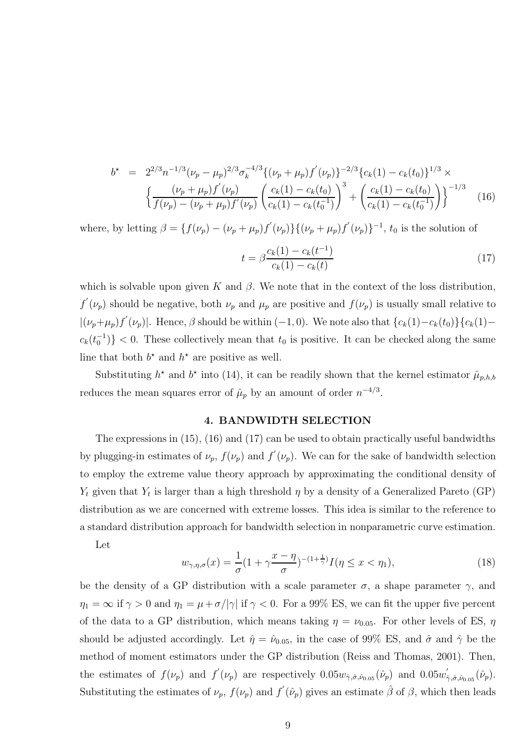$$
\begin{aligned}
b^{\star} &= 2^{2/3} n^{-1/3} (\nu_p - \mu_p)^{2/3} \sigma_k^{-4/3} \{(\nu_p + \mu_p) f^{'}(\nu_p)\}^{-2/3} \{c_k(1) - c_k(t_0)\}^{1/3} \times \\
&\quad \left\{ \frac{(\nu_p + \mu_p) f^{'}(\nu_p)}{f(\nu_p) - (\nu_p + \mu_p) f^{'}(\nu_p)} \left( \frac{c_k(1) - c_k(t_0)}{c_k(1) - c_k(t_0^{-1})} \right)^3 + \left( \frac{c_k(1) - c_k(t_0)}{c_k(1) - c_k(t_0^{-1})} \right) \right\}^{-1/3} \qquad (16)
\end{aligned}
$$

where, by letting $\beta = \{f(\nu_p) - (\nu_p + \mu_p) f^{'}(\nu_p)\}\{(\nu_p + \mu_p) f^{'}(\nu_p)\}^{-1}$, $t_0$ is the solution of

$$
t = \beta \frac{c_k(1) - c_k(t^{-1})}{c_k(1) - c_k(t)} \qquad (17)
$$

which is solvable upon given $K$ and $\beta$. We note that in the context of the loss distribution, $f^{'}(\nu_p)$ should be negative, both $\nu_p$ and $\mu_p$ are positive and $f(\nu_p)$ is usually small relative to $|(\nu_p + \mu_p) f^{'}(\nu_p)|$. Hence, $\beta$ should be within $(-1, 0)$. We note also that $\{c_k(1) - c_k(t_0)\}\{c_k(1) - c_k(t_0^{-1})\} < 0$. These collectively mean that $t_0$ is positive. It can be checked along the same line that both $b^{\star}$ and $h^{\star}$ are positive as well.

Substituting $h^{\star}$ and $b^{\star}$ into (14), it can be readily shown that the kernel estimator $\hat{\mu}_{p,h,b}$ reduces the mean squares error of $\hat{\mu}_p$ by an amount of order $n^{-4/3}$.

## 4. BANDWIDTH SELECTION

The expressions in (15), (16) and (17) can be used to obtain practically useful bandwidths by plugging-in estimates of $\nu_p$, $f(\nu_p)$ and $f^{'}(\nu_p)$. We can for the sake of bandwidth selection to employ the extreme value theory approach by approximating the conditional density of $Y_t$ given that $Y_t$ is larger than a high threshold $\eta$ by a density of a Generalized Pareto (GP) distribution as we are concerned with extreme losses. This idea is similar to the reference to a standard distribution approach for bandwidth selection in nonparametric curve estimation.

Let

$$
w_{\gamma,\eta,\sigma}(x) = \frac{1}{\sigma}\left(1 + \gamma \frac{x - \eta}{\sigma}\right)^{-(1+\frac{1}{\gamma})} I(\eta \le x < \eta_1), \qquad (18)
$$

be the density of a GP distribution with a scale parameter $\sigma$, a shape parameter $\gamma$, and $\eta_1 = \infty$ if $\gamma > 0$ and $\eta_1 = \mu + \sigma/|\gamma|$ if $\gamma < 0$. For a 99% ES, we can fit the upper five percent of the data to a GP distribution, which means taking $\eta = \nu_{0.05}$. For other levels of ES, $\eta$ should be adjusted accordingly. Let $\hat{\eta} = \hat{\nu}_{0.05}$, in the case of 99% ES, and $\hat{\sigma}$ and $\hat{\gamma}$ be the method of moment estimators under the GP distribution (Reiss and Thomas, 2001). Then, the estimates of $f(\nu_p)$ and $f^{'}(\nu_p)$ are respectively $0.05 w_{\hat{\gamma},\hat{\sigma},\hat{\nu}_{0.05}}(\hat{\nu}_p)$ and $0.05 w^{'}_{\hat{\gamma},\hat{\sigma},\hat{\nu}_{0.05}}(\hat{\nu}_p)$. Substituting the estimates of $\nu_p$, $f(\nu_p)$ and $f^{'}(\hat{\nu}_p)$ gives an estimate $\hat{\beta}$ of $\beta$, which then leads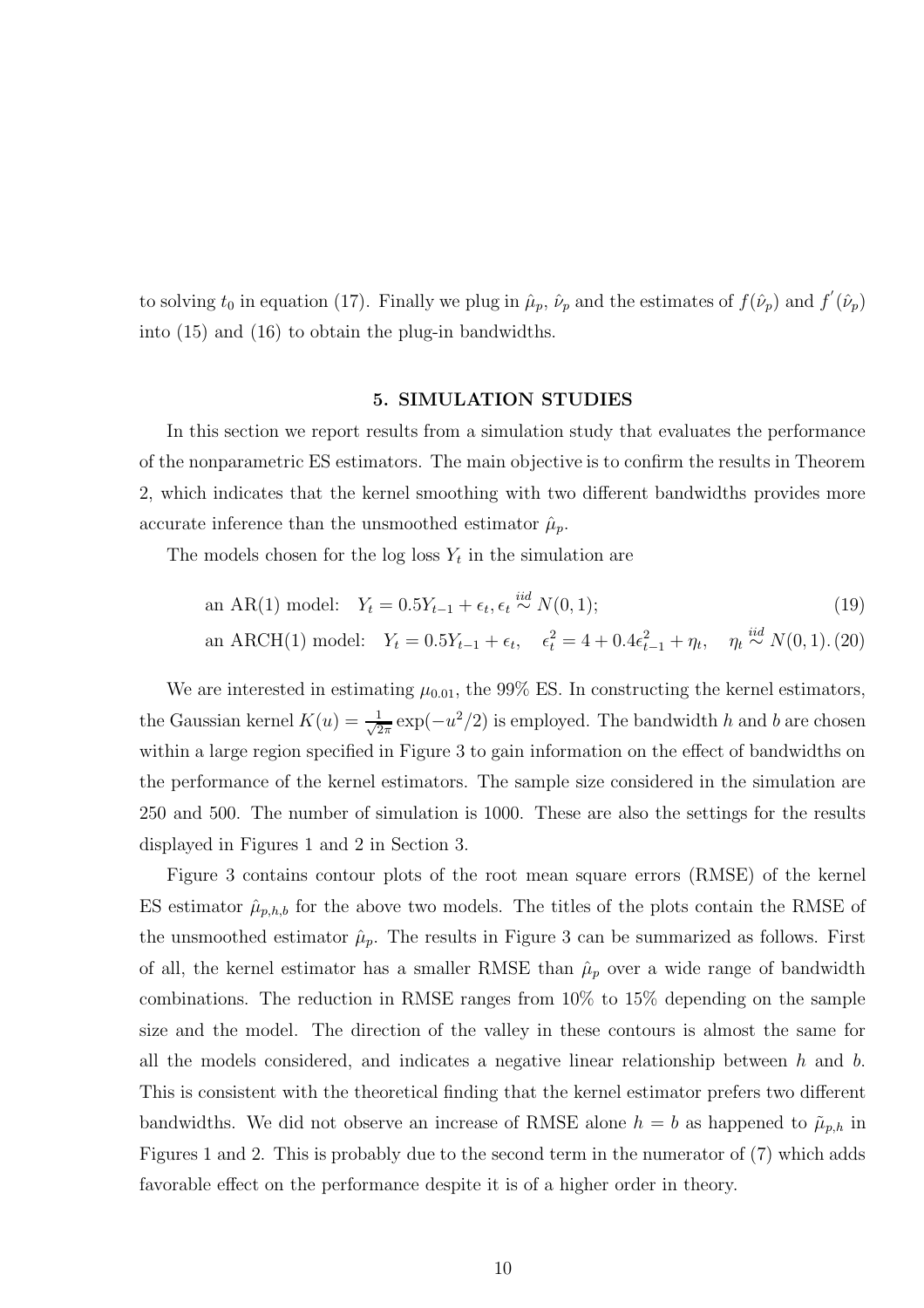to solving $t_0$ in equation (17). Finally we plug in $\hat{\mu}_p$, $\hat{\nu}_p$ and the estimates of $f(\hat{\nu}_p)$ and $f^{'}(\hat{\nu}_p)$ into (15) and (16) to obtain the plug-in bandwidths.

## 5. SIMULATION STUDIES

In this section we report results from a simulation study that evaluates the performance of the nonparametric ES estimators. The main objective is to confirm the results in Theorem 2, which indicates that the kernel smoothing with two different bandwidths provides more accurate inference than the unsmoothed estimator $\hat{\mu}_p$.

The models chosen for the log loss $Y_t$ in the simulation are

$$\text{an AR(1) model:} \quad Y_t = 0.5Y_{t-1} + \epsilon_t, \epsilon_t \overset{iid}{\sim} N(0,1); \tag{19}$$

$$\text{an ARCH(1) model:} \quad Y_t = 0.5Y_{t-1} + \epsilon_t, \quad \epsilon_t^2 = 4 + 0.4\epsilon_{t-1}^2 + \eta_t, \quad \eta_t \overset{iid}{\sim} N(0,1). \tag{20}$$

We are interested in estimating $\mu_{0.01}$, the 99% ES. In constructing the kernel estimators, the Gaussian kernel $K(u) = \frac{1}{\sqrt{2\pi}}\exp(-u^2/2)$ is employed. The bandwidth $h$ and $b$ are chosen within a large region specified in Figure 3 to gain information on the effect of bandwidths on the performance of the kernel estimators. The sample size considered in the simulation are 250 and 500. The number of simulation is 1000. These are also the settings for the results displayed in Figures 1 and 2 in Section 3.

Figure 3 contains contour plots of the root mean square errors (RMSE) of the kernel ES estimator $\hat{\mu}_{p,h,b}$ for the above two models. The titles of the plots contain the RMSE of the unsmoothed estimator $\hat{\mu}_p$. The results in Figure 3 can be summarized as follows. First of all, the kernel estimator has a smaller RMSE than $\hat{\mu}_p$ over a wide range of bandwidth combinations. The reduction in RMSE ranges from 10% to 15% depending on the sample size and the model. The direction of the valley in these contours is almost the same for all the models considered, and indicates a negative linear relationship between $h$ and $b$. This is consistent with the theoretical finding that the kernel estimator prefers two different bandwidths. We did not observe an increase of RMSE alone $h = b$ as happened to $\tilde{\mu}_{p,h}$ in Figures 1 and 2. This is probably due to the second term in the numerator of (7) which adds favorable effect on the performance despite it is of a higher order in theory.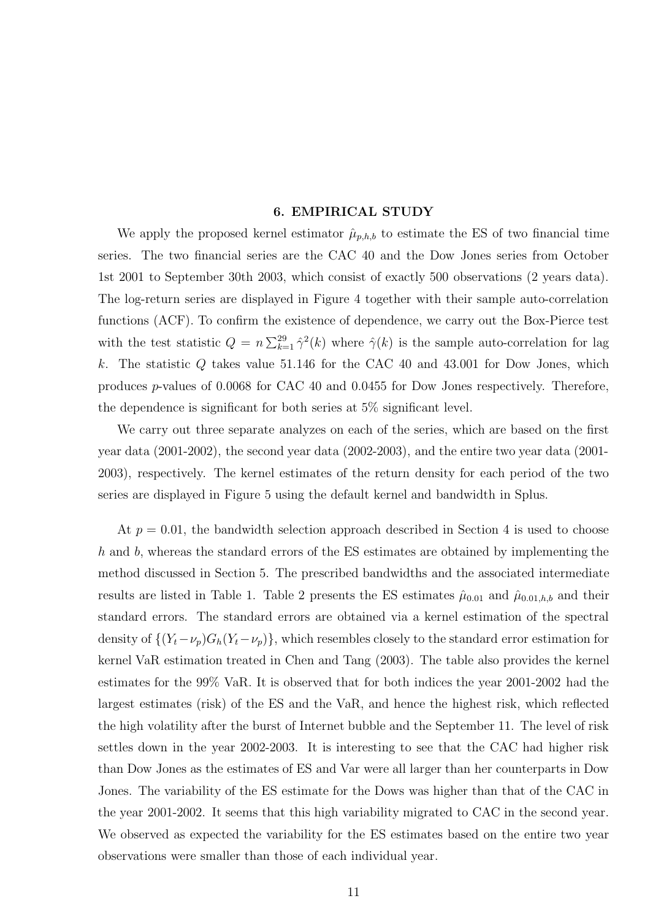## 6. EMPIRICAL STUDY

We apply the proposed kernel estimator $\hat{\mu}_{p,h,b}$ to estimate the ES of two financial time series. The two financial series are the CAC 40 and the Dow Jones series from October 1st 2001 to September 30th 2003, which consist of exactly 500 observations (2 years data). The log-return series are displayed in Figure 4 together with their sample auto-correlation functions (ACF). To confirm the existence of dependence, we carry out the Box-Pierce test with the test statistic $Q = n \sum_{k=1}^{29} \hat{\gamma}^2(k)$ where $\hat{\gamma}(k)$ is the sample auto-correlation for lag $k$. The statistic $Q$ takes value 51.146 for the CAC 40 and 43.001 for Dow Jones, which produces $p$-values of 0.0068 for CAC 40 and 0.0455 for Dow Jones respectively. Therefore, the dependence is significant for both series at 5% significant level.

We carry out three separate analyzes on each of the series, which are based on the first year data (2001-2002), the second year data (2002-2003), and the entire two year data (2001-2003), respectively. The kernel estimates of the return density for each period of the two series are displayed in Figure 5 using the default kernel and bandwidth in Splus.

At $p = 0.01$, the bandwidth selection approach described in Section 4 is used to choose $h$ and $b$, whereas the standard errors of the ES estimates are obtained by implementing the method discussed in Section 5. The prescribed bandwidths and the associated intermediate results are listed in Table 1. Table 2 presents the ES estimates $\hat{\mu}_{0.01}$ and $\hat{\mu}_{0.01,h,b}$ and their standard errors. The standard errors are obtained via a kernel estimation of the spectral density of $\{(Y_t - \nu_p)G_h(Y_t - \nu_p)\}$, which resembles closely to the standard error estimation for kernel VaR estimation treated in Chen and Tang (2003). The table also provides the kernel estimates for the 99% VaR. It is observed that for both indices the year 2001-2002 had the largest estimates (risk) of the ES and the VaR, and hence the highest risk, which reflected the high volatility after the burst of Internet bubble and the September 11. The level of risk settles down in the year 2002-2003. It is interesting to see that the CAC had higher risk than Dow Jones as the estimates of ES and Var were all larger than her counterparts in Dow Jones. The variability of the ES estimate for the Dows was higher than that of the CAC in the year 2001-2002. It seems that this high variability migrated to CAC in the second year. We observed as expected the variability for the ES estimates based on the entire two year observations were smaller than those of each individual year.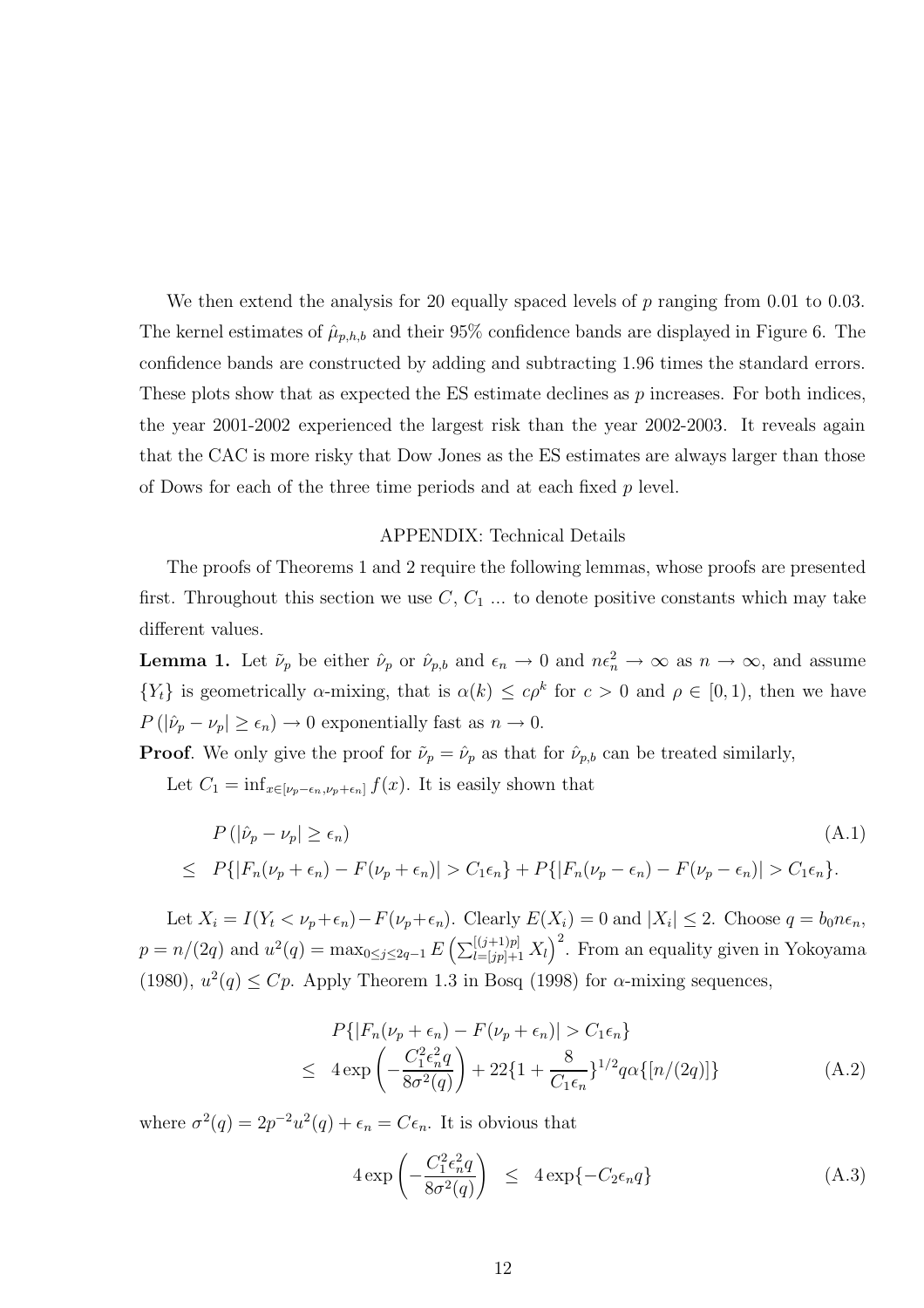We then extend the analysis for 20 equally spaced levels of $p$ ranging from 0.01 to 0.03. The kernel estimates of $\hat{\mu}_{p,h,b}$ and their 95% confidence bands are displayed in Figure 6. The confidence bands are constructed by adding and subtracting 1.96 times the standard errors. These plots show that as expected the ES estimate declines as $p$ increases. For both indices, the year 2001-2002 experienced the largest risk than the year 2002-2003. It reveals again that the CAC is more risky that Dow Jones as the ES estimates are always larger than those of Dows for each of the three time periods and at each fixed $p$ level.

## APPENDIX: Technical Details

The proofs of Theorems 1 and 2 require the following lemmas, whose proofs are presented first. Throughout this section we use $C$, $C_1$ ... to denote positive constants which may take different values.

**Lemma 1.** Let $\tilde{\nu}_p$ be either $\hat{\nu}_p$ or $\hat{\nu}_{p,b}$ and $\epsilon_n \to 0$ and $n\epsilon_n^2 \to \infty$ as $n \to \infty$, and assume $\{Y_t\}$ is geometrically $\alpha$-mixing, that is $\alpha(k) \leq c\rho^k$ for $c > 0$ and $\rho \in [0, 1)$, then we have $P(|\hat{\nu}_p - \nu_p| \geq \epsilon_n) \to 0$ exponentially fast as $n \to 0$.

**Proof**. We only give the proof for $\tilde{\nu}_p = \hat{\nu}_p$ as that for $\hat{\nu}_{p,b}$ can be treated similarly,

Let $C_1 = \inf_{x \in [\nu_p - \epsilon_n, \nu_p + \epsilon_n]} f(x)$. It is easily shown that

$$
\begin{aligned}
& P(|\hat{\nu}_p - \nu_p| \geq \epsilon_n) && \text{(A.1)} \\
\leq \; & P\{|F_n(\nu_p + \epsilon_n) - F(\nu_p + \epsilon_n)| > C_1 \epsilon_n\} + P\{|F_n(\nu_p - \epsilon_n) - F(\nu_p - \epsilon_n)| > C_1 \epsilon_n\}.
\end{aligned}
$$

Let $X_i = I(Y_t < \nu_p + \epsilon_n) - F(\nu_p + \epsilon_n)$. Clearly $E(X_i) = 0$ and $|X_i| \leq 2$. Choose $q = b_0 n \epsilon_n$, $p = n/(2q)$ and $u^2(q) = \max_{0 \leq j \leq 2q-1} E\left(\sum_{l=[jp]+1}^{[(j+1)p]} X_l\right)^2$. From an equality given in Yokoyama (1980), $u^2(q) \leq Cp$. Apply Theorem 1.3 in Bosq (1998) for $\alpha$-mixing sequences,

$$
\begin{aligned}
& P\{|F_n(\nu_p + \epsilon_n) - F(\nu_p + \epsilon_n)| > C_1 \epsilon_n\} \\
\leq \; & 4 \exp\left(-\frac{C_1^2 \epsilon_n^2 q}{8\sigma^2(q)}\right) + 22\{1 + \frac{8}{C_1 \epsilon_n}\}^{1/2} q \alpha\{[n/(2q)]\} \qquad \text{(A.2)}
\end{aligned}
$$

where $\sigma^2(q) = 2p^{-2} u^2(q) + \epsilon_n = C\epsilon_n$. It is obvious that

$$
4 \exp\left(-\frac{C_1^2 \epsilon_n^2 q}{8\sigma^2(q)}\right) \leq 4 \exp\{-C_2 \epsilon_n q\} \qquad \text{(A.3)}
$$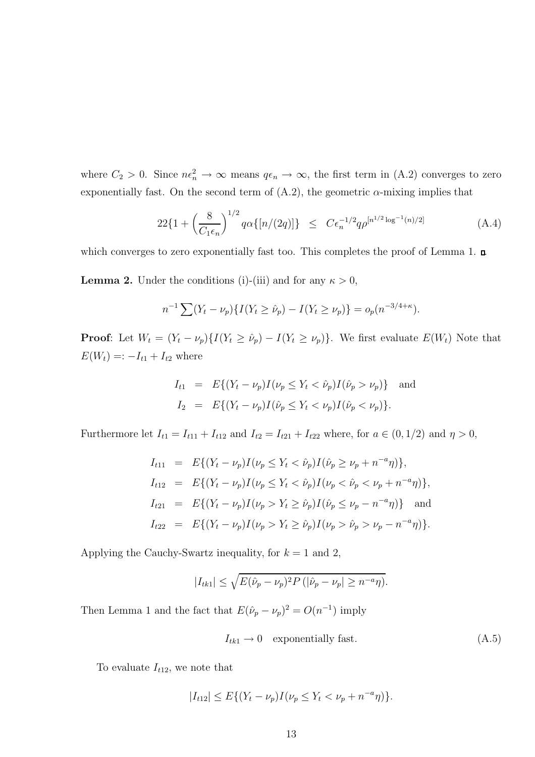where $C_2 > 0$. Since $n\epsilon_n^2 \to \infty$ means $q\epsilon_n \to \infty$, the first term in (A.2) converges to zero exponentially fast. On the second term of (A.2), the geometric $\alpha$-mixing implies that

$$22\{1 + \left(\frac{8}{C_1\epsilon_n}\right)^{1/2} q\alpha\{[n/(2q)]\} \;\;\leq\;\; C\epsilon_n^{-1/2} q\rho^{[n^{1/2}\log^{-1}(n)/2]} \tag{A.4}$$

which converges to zero exponentially fast too. This completes the proof of Lemma 1. ▫

**Lemma 2.** Under the conditions (i)-(iii) and for any $\kappa > 0$,

$$n^{-1}\sum(Y_t - \nu_p)\{I(Y_t \geq \hat{\nu}_p) - I(Y_t \geq \nu_p)\} = o_p(n^{-3/4+\kappa}).$$

**Proof**: Let $W_t = (Y_t - \nu_p)\{I(Y_t \geq \hat{\nu}_p) - I(Y_t \geq \nu_p)\}$. We first evaluate $E(W_t)$ Note that $E(W_t) =: -I_{t1} + I_{t2}$ where

$$\begin{aligned} I_{t1} &= E\{(Y_t - \nu_p)I(\nu_p \leq Y_t < \hat{\nu}_p)I(\hat{\nu}_p > \nu_p)\} \quad \text{and} \\ I_2 &= E\{(Y_t - \nu_p)I(\hat{\nu}_p \leq Y_t < \nu_p)I(\hat{\nu}_p < \nu_p)\}. \end{aligned}$$

Furthermore let $I_{t1} = I_{t11} + I_{t12}$ and $I_{t2} = I_{t21} + I_{t22}$ where, for $a \in (0, 1/2)$ and $\eta > 0$,

$$\begin{aligned} I_{t11} &= E\{(Y_t - \nu_p)I(\nu_p \leq Y_t < \hat{\nu}_p)I(\hat{\nu}_p \geq \nu_p + n^{-a}\eta)\}, \\ I_{t12} &= E\{(Y_t - \nu_p)I(\nu_p \leq Y_t < \hat{\nu}_p)I(\nu_p < \hat{\nu}_p < \nu_p + n^{-a}\eta)\}, \\ I_{t21} &= E\{(Y_t - \nu_p)I(\nu_p > Y_t \geq \hat{\nu}_p)I(\hat{\nu}_p \leq \nu_p - n^{-a}\eta)\} \quad \text{and} \\ I_{t22} &= E\{(Y_t - \nu_p)I(\nu_p > Y_t \geq \hat{\nu}_p)I(\nu_p > \hat{\nu}_p > \nu_p - n^{-a}\eta)\}. \end{aligned}$$

Applying the Cauchy-Swartz inequality, for $k = 1$ and 2,

$$|I_{tk1}| \leq \sqrt{E(\hat{\nu}_p - \nu_p)^2 P\left(|\hat{\nu}_p - \nu_p| \geq n^{-a}\eta\right)}.$$

Then Lemma 1 and the fact that $E(\hat{\nu}_p - \nu_p)^2 = O(n^{-1})$ imply

$$I_{tk1} \to 0 \quad \text{exponentially fast.} \tag{A.5}$$

To evaluate $I_{t12}$, we note that

$$|I_{t12}| \leq E\{(Y_t - \nu_p)I(\nu_p \leq Y_t < \nu_p + n^{-a}\eta)\}.$$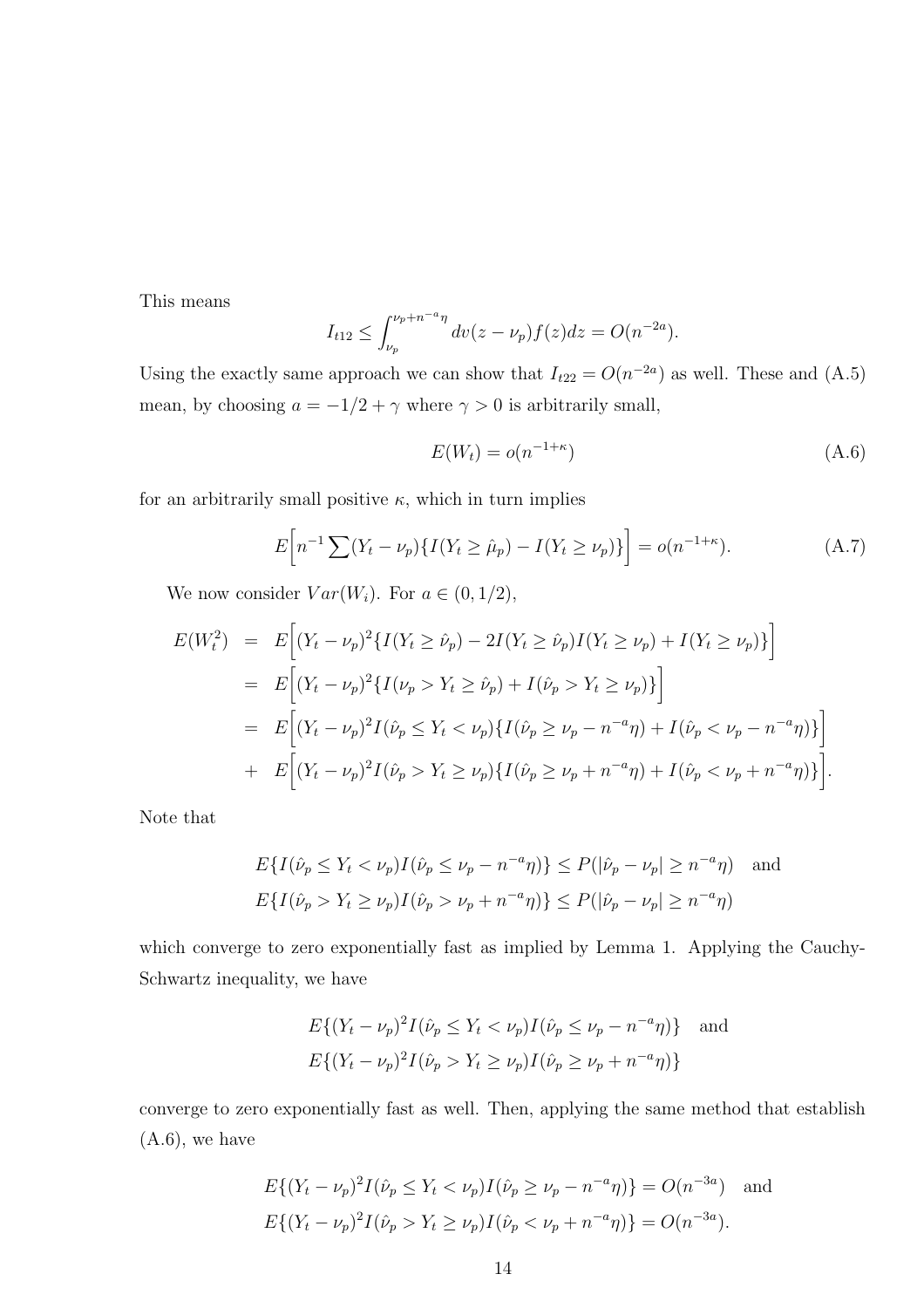This means

$$I_{t12} \leq \int_{\nu_p}^{\nu_p + n^{-a}\eta} dv(z - \nu_p) f(z) dz = O(n^{-2a}).$$

Using the exactly same approach we can show that $I_{t22} = O(n^{-2a})$ as well. These and (A.5) mean, by choosing $a = -1/2 + \gamma$ where $\gamma > 0$ is arbitrarily small,

$$E(W_t) = o(n^{-1+\kappa}) \tag{A.6}$$

for an arbitrarily small positive $\kappa$, which in turn implies

$$E\Big[n^{-1} \sum (Y_t - \nu_p)\{I(Y_t \geq \hat{\mu}_p) - I(Y_t \geq \nu_p)\}\Big] = o(n^{-1+\kappa}). \tag{A.7}$$

We now consider $Var(W_i)$. For $a \in (0, 1/2)$,

$$\begin{aligned}
E(W_t^2) &= E\Big[(Y_t - \nu_p)^2\{I(Y_t \geq \hat{\nu}_p) - 2I(Y_t \geq \hat{\nu}_p)I(Y_t \geq \nu_p) + I(Y_t \geq \nu_p)\}\Big] \\
&= E\Big[(Y_t - \nu_p)^2\{I(\nu_p > Y_t \geq \hat{\nu}_p) + I(\hat{\nu}_p > Y_t \geq \nu_p)\}\Big] \\
&= E\Big[(Y_t - \nu_p)^2 I(\hat{\nu}_p \leq Y_t < \nu_p)\{I(\hat{\nu}_p \geq \nu_p - n^{-a}\eta) + I(\hat{\nu}_p < \nu_p - n^{-a}\eta)\}\Big] \\
&+ E\Big[(Y_t - \nu_p)^2 I(\hat{\nu}_p > Y_t \geq \nu_p)\{I(\hat{\nu}_p \geq \nu_p + n^{-a}\eta) + I(\hat{\nu}_p < \nu_p + n^{-a}\eta)\}\Big].
\end{aligned}$$

Note that

$$\begin{aligned}
&E\{I(\hat{\nu}_p \leq Y_t < \nu_p)I(\hat{\nu}_p \leq \nu_p - n^{-a}\eta)\} \leq P(|\hat{\nu}_p - \nu_p| \geq n^{-a}\eta) \quad \text{and} \\
&E\{I(\hat{\nu}_p > Y_t \geq \nu_p)I(\hat{\nu}_p > \nu_p + n^{-a}\eta)\} \leq P(|\hat{\nu}_p - \nu_p| \geq n^{-a}\eta)
\end{aligned}$$

which converge to zero exponentially fast as implied by Lemma 1. Applying the Cauchy-Schwartz inequality, we have

$$\begin{aligned}
&E\{(Y_t - \nu_p)^2 I(\hat{\nu}_p \leq Y_t < \nu_p)I(\hat{\nu}_p \leq \nu_p - n^{-a}\eta)\} \quad \text{and} \\
&E\{(Y_t - \nu_p)^2 I(\hat{\nu}_p > Y_t \geq \nu_p)I(\hat{\nu}_p \geq \nu_p + n^{-a}\eta)\}
\end{aligned}$$

converge to zero exponentially fast as well. Then, applying the same method that establish (A.6), we have

$$\begin{aligned}
&E\{(Y_t - \nu_p)^2 I(\hat{\nu}_p \leq Y_t < \nu_p)I(\hat{\nu}_p \geq \nu_p - n^{-a}\eta)\} = O(n^{-3a}) \quad \text{and} \\
&E\{(Y_t - \nu_p)^2 I(\hat{\nu}_p > Y_t \geq \nu_p)I(\hat{\nu}_p < \nu_p + n^{-a}\eta)\} = O(n^{-3a}).
\end{aligned}$$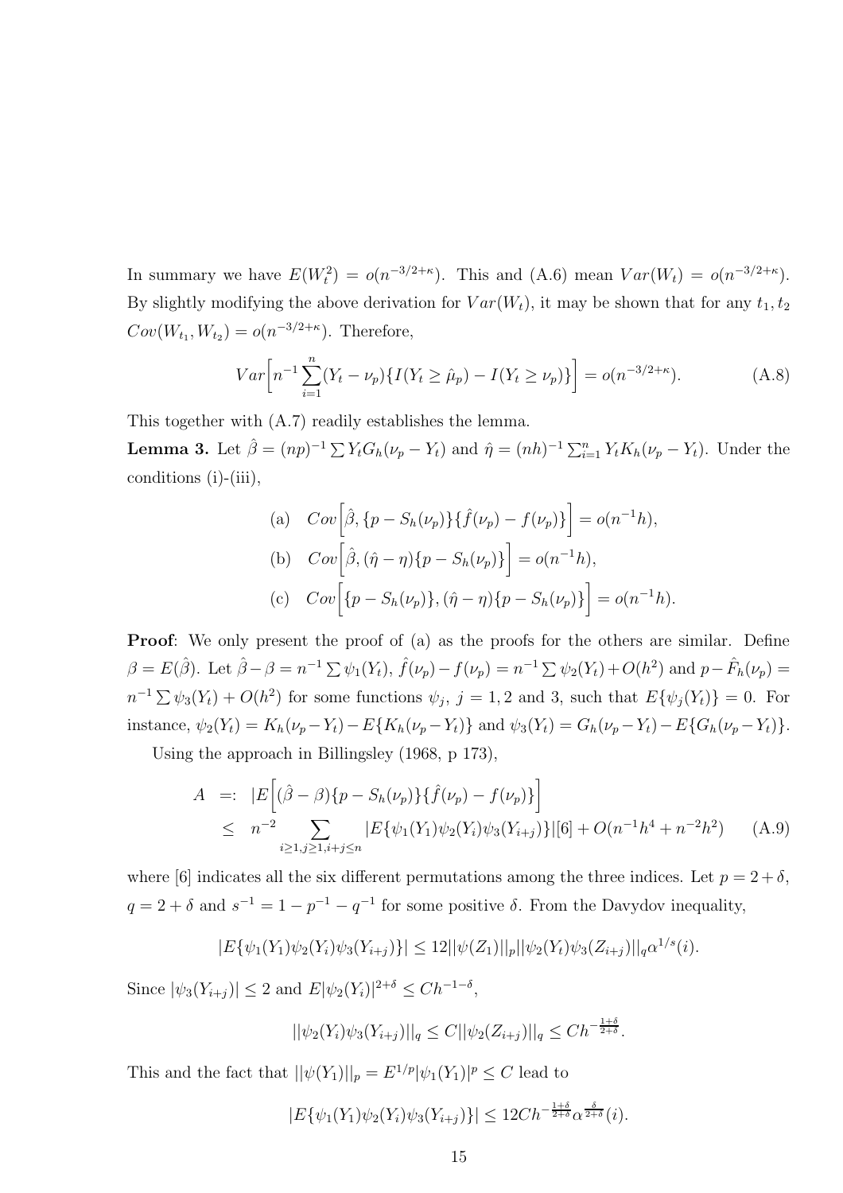In summary we have $E(W_t^2) = o(n^{-3/2+\kappa})$. This and (A.6) mean $Var(W_t) = o(n^{-3/2+\kappa})$. By slightly modifying the above derivation for $Var(W_t)$, it may be shown that for any $t_1, t_2$ $Cov(W_{t_1}, W_{t_2}) = o(n^{-3/2+\kappa})$. Therefore,

$$Var\bigg[n^{-1}\sum_{i=1}^{n}(Y_t - \nu_p)\{I(Y_t \geq \hat{\mu}_p) - I(Y_t \geq \nu_p)\}\bigg] = o(n^{-3/2+\kappa}). \tag{A.8}$$

This together with (A.7) readily establishes the lemma.

**Lemma 3.** Let $\hat{\beta} = (np)^{-1}\sum Y_t G_h(\nu_p - Y_t)$ and $\hat{\eta} = (nh)^{-1}\sum_{i=1}^{n} Y_t K_h(\nu_p - Y_t)$. Under the conditions (i)-(iii),

$$\begin{aligned}
&\text{(a)} \quad Cov\Big[\hat{\beta}, \{p - S_h(\nu_p)\}\{\hat{f}(\nu_p) - f(\nu_p)\}\Big] = o(n^{-1}h),\\
&\text{(b)} \quad Cov\Big[\hat{\beta}, (\hat{\eta} - \eta)\{p - S_h(\nu_p)\}\Big] = o(n^{-1}h),\\
&\text{(c)} \quad Cov\Big[\{p - S_h(\nu_p)\}, (\hat{\eta} - \eta)\{p - S_h(\nu_p)\}\Big] = o(n^{-1}h).
\end{aligned}$$

**Proof**: We only present the proof of (a) as the proofs for the others are similar. Define $\beta = E(\hat{\beta})$. Let $\hat{\beta} - \beta = n^{-1}\sum \psi_1(Y_t)$, $\hat{f}(\nu_p) - f(\nu_p) = n^{-1}\sum \psi_2(Y_t) + O(h^2)$ and $p - \hat{F}_h(\nu_p) = n^{-1}\sum \psi_3(Y_t) + O(h^2)$ for some functions $\psi_j$, $j = 1, 2$ and 3, such that $E\{\psi_j(Y_t)\} = 0$. For instance, $\psi_2(Y_t) = K_h(\nu_p - Y_t) - E\{K_h(\nu_p - Y_t)\}$ and $\psi_3(Y_t) = G_h(\nu_p - Y_t) - E\{G_h(\nu_p - Y_t)\}$.

Using the approach in Billingsley (1968, p 173),

$$\begin{aligned}
A \ &=: \ \Big|E\Big[(\hat{\beta} - \beta)\{p - S_h(\nu_p)\}\{\hat{f}(\nu_p) - f(\nu_p)\}\Big]\\
&\leq \ n^{-2}\sum_{i \geq 1, j \geq 1, i+j \leq n} |E\{\psi_1(Y_1)\psi_2(Y_i)\psi_3(Y_{i+j})\}|[6] + O(n^{-1}h^4 + n^{-2}h^2)
\end{aligned} \tag{A.9}$$

where [6] indicates all the six different permutations among the three indices. Let $p = 2 + \delta$, $q = 2 + \delta$ and $s^{-1} = 1 - p^{-1} - q^{-1}$ for some positive $\delta$. From the Davydov inequality,

$$|E\{\psi_1(Y_1)\psi_2(Y_i)\psi_3(Y_{i+j})\}| \leq 12||\psi(Z_1)||_p||\psi_2(Y_t)\psi_3(Z_{i+j})||_q\alpha^{1/s}(i).$$

Since $|\psi_3(Y_{i+j})| \leq 2$ and $E|\psi_2(Y_i)|^{2+\delta} \leq Ch^{-1-\delta}$,

$$||\psi_2(Y_i)\psi_3(Y_{i+j})||_q \leq C||\psi_2(Z_{i+j})||_q \leq Ch^{-\frac{1+\delta}{2+\delta}}.$$

This and the fact that $||\psi(Y_1)||_p = E^{1/p}|\psi_1(Y_1)|^p \leq C$ lead to

$$|E\{\psi_1(Y_1)\psi_2(Y_i)\psi_3(Y_{i+j})\}| \leq 12Ch^{-\frac{1+\delta}{2+\delta}}\alpha^{\frac{\delta}{2+\delta}}(i).$$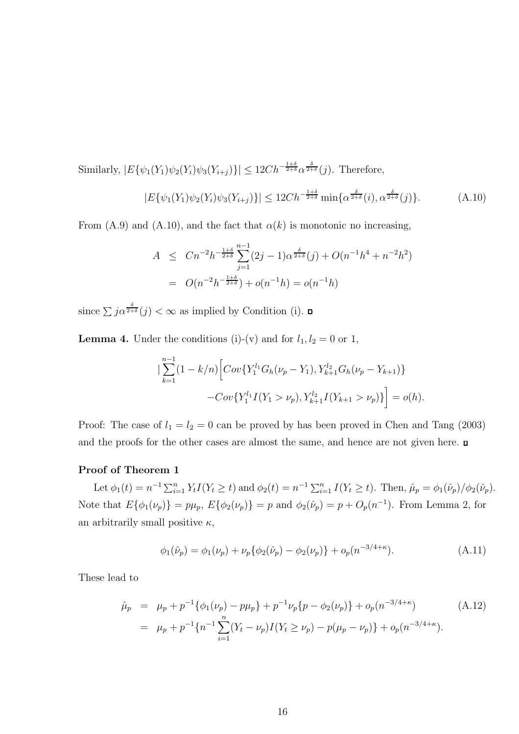Similarly, $|E\{\psi_1(Y_1)\psi_2(Y_i)\psi_3(Y_{i+j})\}| \leq 12Ch^{-\frac{1+\delta}{2+\delta}}\alpha^{\frac{\delta}{2+\delta}}(j)$. Therefore,

$$|E\{\psi_1(Y_1)\psi_2(Y_i)\psi_3(Y_{i+j})\}| \leq 12Ch^{-\frac{1+\delta}{2+\delta}} \min\{\alpha^{\frac{\delta}{2+\delta}}(i), \alpha^{\frac{\delta}{2+\delta}}(j)\}. \tag{A.10}$$

From (A.9) and (A.10), and the fact that $\alpha(k)$ is monotonic no increasing,

$$\begin{aligned} A &\leq Cn^{-2}h^{-\frac{1+\delta}{2+\delta}} \sum_{j=1}^{n-1}(2j-1)\alpha^{\frac{\delta}{2+\delta}}(j) + O(n^{-1}h^4 + n^{-2}h^2) \\ &= O(n^{-2}h^{-\frac{1+\delta}{2+\delta}}) + o(n^{-1}h) = o(n^{-1}h) \end{aligned}$$

since $\sum j\alpha^{\frac{\delta}{2+\delta}}(j) < \infty$ as implied by Condition (i). □

**Lemma 4.** Under the conditions (i)-(v) and for $l_1, l_2 = 0$ or 1,

$$\begin{aligned} |\sum_{k=1}^{n-1}(1-k/n)\Big[&Cov\{Y_1^{l_1}G_h(\nu_p - Y_1), Y_{k+1}^{l_2}G_h(\nu_p - Y_{k+1})\} \\ &-Cov\{Y_1^{l_1}I(Y_1 > \nu_p), Y_{k+1}^{l_2}I(Y_{k+1} > \nu_p)\}\Big] = o(h). \end{aligned}$$

Proof: The case of $l_1 = l_2 = 0$ can be proved by has been proved in Chen and Tang (2003) and the proofs for the other cases are almost the same, and hence are not given here. □

**Proof of Theorem 1**

Let $\phi_1(t) = n^{-1}\sum_{i=1}^n Y_t I(Y_t \geq t)$ and $\phi_2(t) = n^{-1}\sum_{i=1}^n I(Y_t \geq t)$. Then, $\hat{\mu}_p = \phi_1(\hat{\nu}_p)/\phi_2(\hat{\nu}_p)$. Note that $E\{\phi_1(\nu_p)\} = p\mu_p$, $E\{\phi_2(\nu_p)\} = p$ and $\phi_2(\hat{\nu}_p) = p + O_p(n^{-1})$. From Lemma 2, for an arbitrarily small positive $\kappa$,

$$\phi_1(\hat{\nu}_p) = \phi_1(\nu_p) + \nu_p\{\phi_2(\hat{\nu}_p) - \phi_2(\nu_p)\} + o_p(n^{-3/4+\kappa}). \tag{A.11}$$

These lead to

$$\begin{aligned} \hat{\mu}_p &= \mu_p + p^{-1}\{\phi_1(\nu_p) - p\mu_p\} + p^{-1}\nu_p\{p - \phi_2(\nu_p)\} + o_p(n^{-3/4+\kappa}) \qquad \text{(A.12)} \\ &= \mu_p + p^{-1}\{n^{-1}\sum_{i=1}^n (Y_t - \nu_p)I(Y_t \geq \nu_p) - p(\mu_p - \nu_p)\} + o_p(n^{-3/4+\kappa}). \end{aligned}$$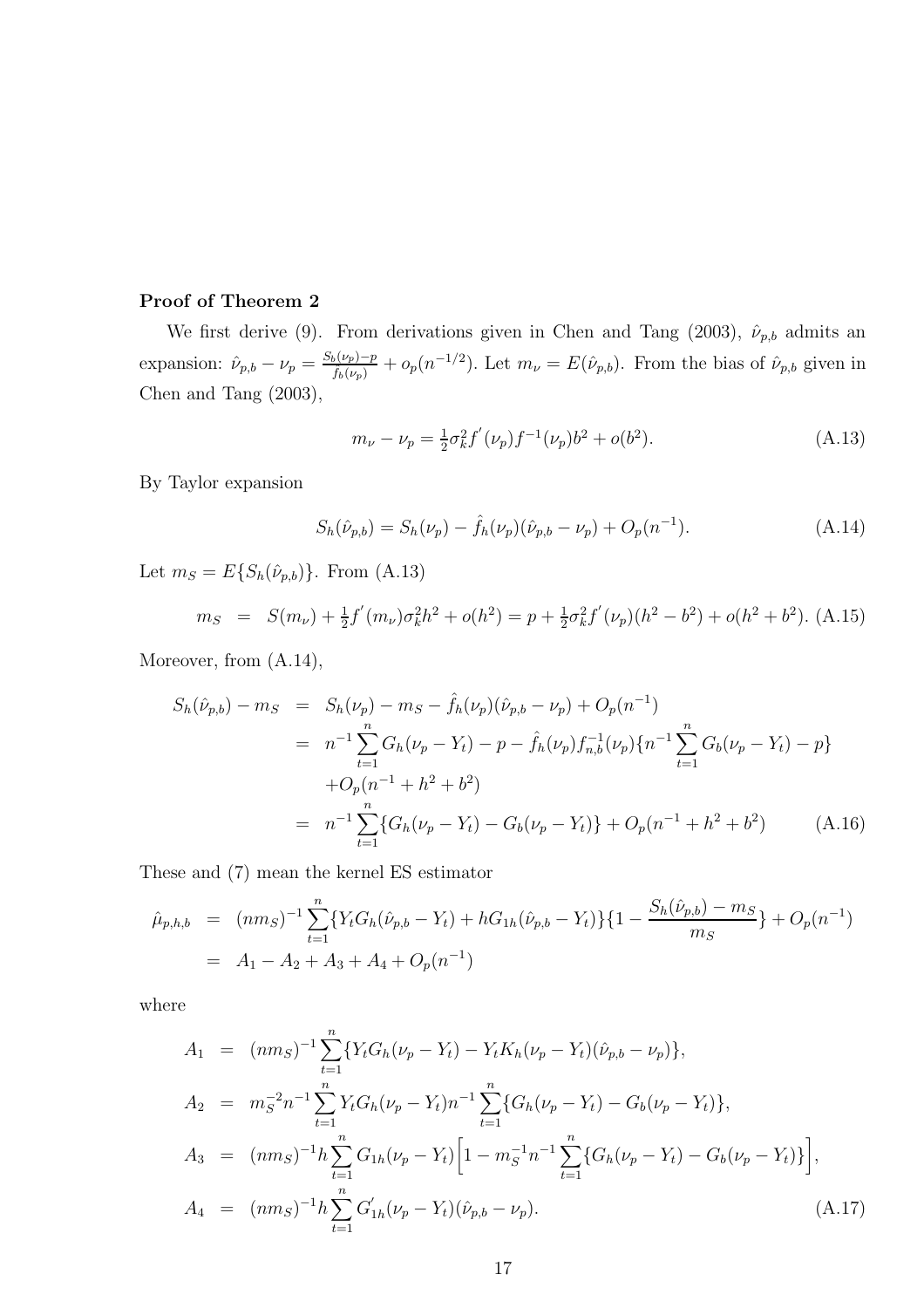**Proof of Theorem 2**

We first derive (9). From derivations given in Chen and Tang (2003), $\hat{\nu}_{p,b}$ admits an expansion: $\hat{\nu}_{p,b} - \nu_p = \frac{S_b(\nu_p)-p}{f_b(\nu_p)} + o_p(n^{-1/2})$. Let $m_\nu = E(\hat{\nu}_{p,b})$. From the bias of $\hat{\nu}_{p,b}$ given in Chen and Tang (2003),

$$m_\nu - \nu_p = \tfrac{1}{2}\sigma_k^2 f^{'}(\nu_p) f^{-1}(\nu_p) b^2 + o(b^2). \tag{A.13}$$

By Taylor expansion

$$S_h(\hat{\nu}_{p,b}) = S_h(\nu_p) - \hat{f}_h(\nu_p)(\hat{\nu}_{p,b} - \nu_p) + O_p(n^{-1}). \tag{A.14}$$

Let $m_S = E\{S_h(\hat{\nu}_{p,b})\}$. From (A.13)

$$m_S = S(m_\nu) + \tfrac{1}{2} f^{'}(m_\nu)\sigma_k^2 h^2 + o(h^2) = p + \tfrac{1}{2}\sigma_k^2 f^{'}(\nu_p)(h^2 - b^2) + o(h^2 + b^2). \tag{A.15}$$

Moreover, from (A.14),

$$\begin{aligned}
S_h(\hat{\nu}_{p,b}) - m_S &= S_h(\nu_p) - m_S - \hat{f}_h(\nu_p)(\hat{\nu}_{p,b} - \nu_p) + O_p(n^{-1}) \\
&= n^{-1}\sum_{t=1}^{n} G_h(\nu_p - Y_t) - p - \hat{f}_h(\nu_p) f_{n,b}^{-1}(\nu_p)\{n^{-1}\sum_{t=1}^{n} G_b(\nu_p - Y_t) - p\} \\
&\quad + O_p(n^{-1} + h^2 + b^2) \\
&= n^{-1}\sum_{t=1}^{n}\{G_h(\nu_p - Y_t) - G_b(\nu_p - Y_t)\} + O_p(n^{-1} + h^2 + b^2)
\end{aligned} \tag{A.16}$$

These and (7) mean the kernel ES estimator

$$\begin{aligned}
\hat{\mu}_{p,h,b} &= (nm_S)^{-1}\sum_{t=1}^{n}\{Y_t G_h(\hat{\nu}_{p,b} - Y_t) + hG_{1h}(\hat{\nu}_{p,b} - Y_t)\}\{1 - \frac{S_h(\hat{\nu}_{p,b}) - m_S}{m_S}\} + O_p(n^{-1}) \\
&= A_1 - A_2 + A_3 + A_4 + O_p(n^{-1})
\end{aligned}$$

where

$$\begin{aligned}
A_1 &= (nm_S)^{-1}\sum_{t=1}^{n}\{Y_t G_h(\nu_p - Y_t) - Y_t K_h(\nu_p - Y_t)(\hat{\nu}_{p,b} - \nu_p)\}, \\
A_2 &= m_S^{-2} n^{-1}\sum_{t=1}^{n} Y_t G_h(\nu_p - Y_t) n^{-1}\sum_{t=1}^{n}\{G_h(\nu_p - Y_t) - G_b(\nu_p - Y_t)\}, \\
A_3 &= (nm_S)^{-1} h\sum_{t=1}^{n} G_{1h}(\nu_p - Y_t)\Big[1 - m_S^{-1} n^{-1}\sum_{t=1}^{n}\{G_h(\nu_p - Y_t) - G_b(\nu_p - Y_t)\}\Big], \\
A_4 &= (nm_S)^{-1} h\sum_{t=1}^{n} G_{1h}^{'}(\nu_p - Y_t)(\hat{\nu}_{p,b} - \nu_p).
\end{aligned} \tag{A.17}$$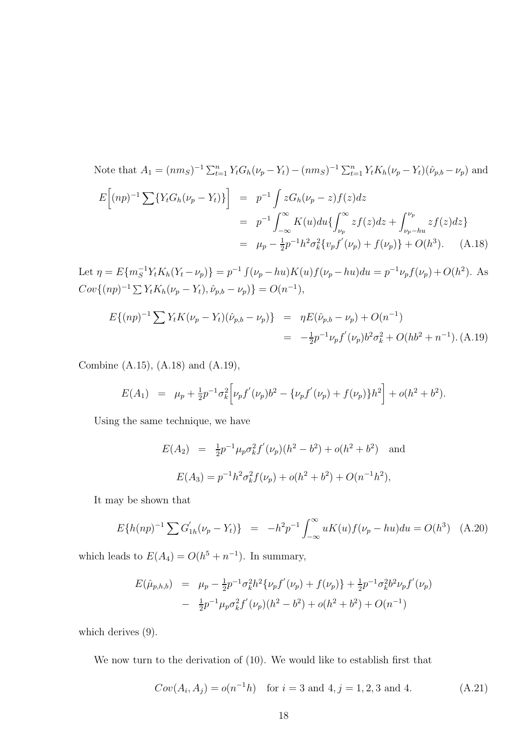Note that $A_1 = (nm_S)^{-1} \sum_{t=1}^{n} Y_t G_h(\nu_p - Y_t) - (nm_S)^{-1} \sum_{t=1}^{n} Y_t K_h(\nu_p - Y_t)(\hat{\nu}_{p,b} - \nu_p)$ and

$$
\begin{aligned}
E\Big[(np)^{-1} \sum \{Y_t G_h(\nu_p - Y_t)\}\Big] &= p^{-1} \int z G_h(\nu_p - z) f(z) dz \\
&= p^{-1} \int_{-\infty}^{\infty} K(u) du \{ \int_{\nu_p}^{\infty} z f(z) dz + \int_{\nu_p - hu}^{\nu_p} z f(z) dz \} \\
&= \mu_p - \tfrac{1}{2} p^{-1} h^2 \sigma_k^2 \{ \upsilon_p f^{'}(\nu_p) + f(\nu_p) \} + O(h^3). \qquad \text{(A.18)}
\end{aligned}
$$

Let $\eta = E\{m_S^{-1} Y_t K_h(Y_t - \nu_p)\} = p^{-1} \int (\nu_p - hu) K(u) f(\nu_p - hu) du = p^{-1} \nu_p f(\nu_p) + O(h^2)$. As $Cov\{(np)^{-1} \sum Y_t K_h(\nu_p - Y_t), \hat{\nu}_{p,b} - \nu_p)\} = O(n^{-1})$,

$$
\begin{aligned}
E\{(np)^{-1} \sum Y_t K(\nu_p - Y_t)(\hat{\nu}_{p,b} - \nu_p)\} &= \eta E(\hat{\nu}_{p,b} - \nu_p) + O(n^{-1}) \\
&= -\tfrac{1}{2} p^{-1} \nu_p f^{'}(\nu_p) b^2 \sigma_k^2 + O(hb^2 + n^{-1}). \text{(A.19)}
\end{aligned}
$$

Combine (A.15), (A.18) and (A.19),

$$
E(A_1) = \mu_p + \tfrac{1}{2} p^{-1} \sigma_k^2 \Big[ \nu_p f^{'}(\nu_p) b^2 - \{ \nu_p f^{'}(\nu_p) + f(\nu_p) \} h^2 \Big] + o(h^2 + b^2).
$$

Using the same technique, we have

$$
E(A_2) = \tfrac{1}{2} p^{-1} \mu_p \sigma_k^2 f^{'}(\nu_p)(h^2 - b^2) + o(h^2 + b^2) \quad \text{and}
$$

$$
E(A_3) = p^{-1} h^2 \sigma_k^2 f(\nu_p) + o(h^2 + b^2) + O(n^{-1} h^2),
$$

It may be shown that

$$
E\{h(np)^{-1} \sum G_{1h}^{'}(\nu_p - Y_t)\} = -h^2 p^{-1} \int_{-\infty}^{\infty} u K(u) f(\nu_p - hu) du = O(h^3) \quad \text{(A.20)}
$$

which leads to $E(A_4) = O(h^5 + n^{-1})$. In summary,

$$
\begin{aligned}
E(\hat{\mu}_{p,h,b}) &= \mu_p - \tfrac{1}{2} p^{-1} \sigma_k^2 h^2 \{ \nu_p f^{'}(\nu_p) + f(\nu_p) \} + \tfrac{1}{2} p^{-1} \sigma_k^2 b^2 \nu_p f^{'}(\nu_p) \\
&- \tfrac{1}{2} p^{-1} \mu_p \sigma_k^2 f^{'}(\nu_p)(h^2 - b^2) + o(h^2 + b^2) + O(n^{-1})
\end{aligned}
$$

which derives (9).

We now turn to the derivation of (10). We would like to establish first that

$$
Cov(A_i, A_j) = o(n^{-1} h) \quad \text{for } i = 3 \text{ and } 4, j = 1, 2, 3 \text{ and } 4. \qquad \text{(A.21)}
$$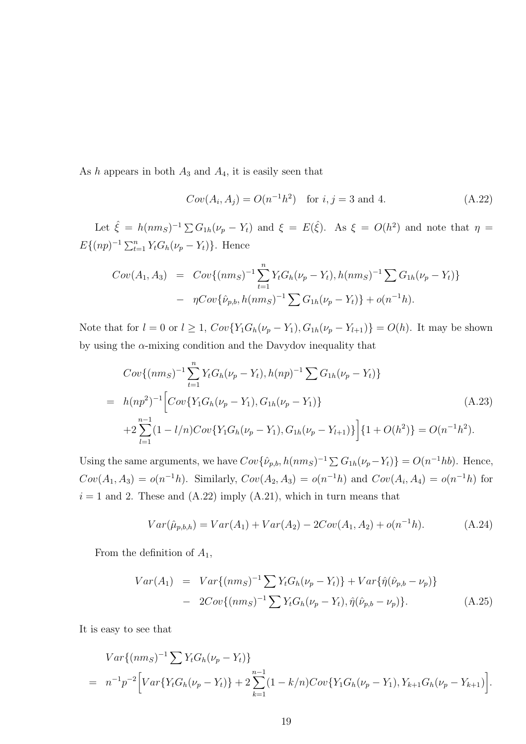As $h$ appears in both $A_3$ and $A_4$, it is easily seen that

$$Cov(A_i, A_j) = O(n^{-1}h^2) \quad \text{for } i, j = 3 \text{ and } 4. \tag{A.22}$$

Let $\hat{\xi} = h(nm_S)^{-1} \sum G_{1h}(\nu_p - Y_t)$ and $\xi = E(\hat{\xi})$. As $\xi = O(h^2)$ and note that $\eta = E\{(np)^{-1} \sum_{t=1}^n Y_t G_h(\nu_p - Y_t)\}$. Hence

$$\begin{aligned}
Cov(A_1, A_3) &= Cov\{(nm_S)^{-1} \sum_{t=1}^n Y_t G_h(\nu_p - Y_t), h(nm_S)^{-1} \sum G_{1h}(\nu_p - Y_t)\} \\
&- \eta Cov\{\hat{\nu}_{p,b}, h(nm_S)^{-1} \sum G_{1h}(\nu_p - Y_t)\} + o(n^{-1}h).
\end{aligned}$$

Note that for $l = 0$ or $l \geq 1$, $Cov\{Y_1 G_h(\nu_p - Y_1), G_{1h}(\nu_p - Y_{l+1})\} = O(h)$. It may be shown by using the $\alpha$-mixing condition and the Davydov inequality that

$$\begin{aligned}
& Cov\{(nm_S)^{-1} \sum_{t=1}^n Y_t G_h(\nu_p - Y_t), h(np)^{-1} \sum G_{1h}(\nu_p - Y_t)\} \\
=\ & h(np^2)^{-1} \Big[ Cov\{Y_1 G_h(\nu_p - Y_1), G_{1h}(\nu_p - Y_1)\} \qquad \text{(A.23)} \\
& + 2 \sum_{l=1}^{n-1} (1 - l/n) Cov\{Y_1 G_h(\nu_p - Y_1), G_{1h}(\nu_p - Y_{l+1})\} \Big] \{1 + O(h^2)\} = O(n^{-1}h^2).
\end{aligned}$$

Using the same arguments, we have $Cov\{\hat{\nu}_{p,b}, h(nm_S)^{-1} \sum G_{1h}(\nu_p - Y_t)\} = O(n^{-1}hb)$. Hence, $Cov(A_1, A_3) = o(n^{-1}h)$. Similarly, $Cov(A_2, A_3) = o(n^{-1}h)$ and $Cov(A_i, A_4) = o(n^{-1}h)$ for $i = 1$ and 2. These and (A.22) imply (A.21), which in turn means that

$$Var(\hat{\mu}_{p,b,h}) = Var(A_1) + Var(A_2) - 2Cov(A_1, A_2) + o(n^{-1}h). \tag{A.24}$$

From the definition of $A_1$,

$$\begin{aligned}
Var(A_1) &= Var\{(nm_S)^{-1} \sum Y_t G_h(\nu_p - Y_t)\} + Var\{\hat{\eta}(\hat{\nu}_{p,b} - \nu_p)\} \\
&- 2Cov\{(nm_S)^{-1} \sum Y_t G_h(\nu_p - Y_t), \hat{\eta}(\hat{\nu}_{p,b} - \nu_p)\}. \qquad \text{(A.25)}
\end{aligned}$$

It is easy to see that

$$\begin{aligned}
& Var\{(nm_S)^{-1} \sum Y_t G_h(\nu_p - Y_t)\} \\
=\ & n^{-1}p^{-2} \Big[ Var\{Y_t G_h(\nu_p - Y_t)\} + 2 \sum_{k=1}^{n-1} (1 - k/n) Cov\{Y_1 G_h(\nu_p - Y_1), Y_{k+1} G_h(\nu_p - Y_{k+1})\} \Big].
\end{aligned}$$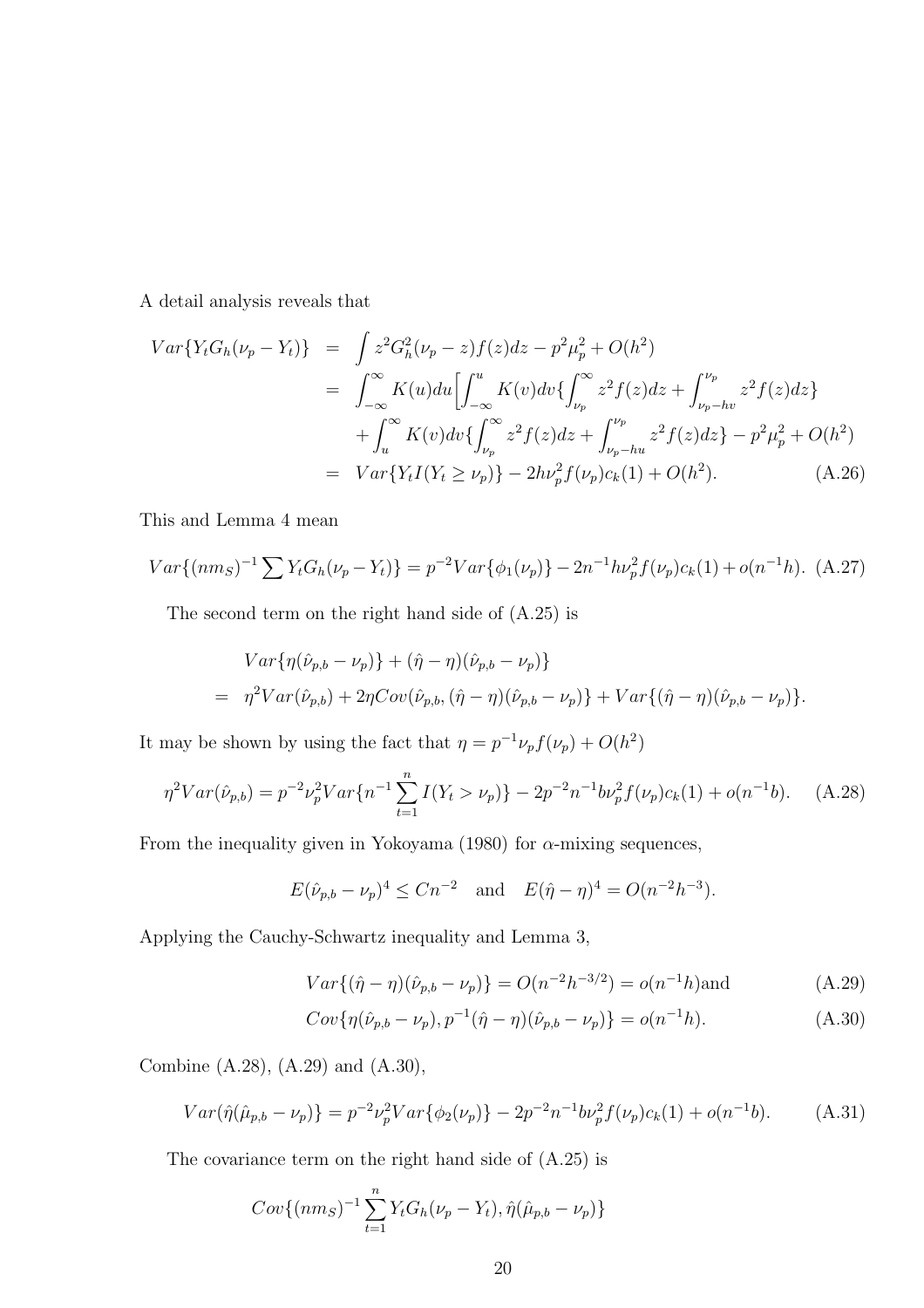A detail analysis reveals that

$$
\begin{aligned}
Var\{Y_t G_h(\nu_p - Y_t)\} &= \int z^2 G_h^2(\nu_p - z) f(z) dz - p^2 \mu_p^2 + O(h^2) \\
&= \int_{-\infty}^{\infty} K(u) du \Big[ \int_{-\infty}^{u} K(v) dv \{ \int_{\nu_p}^{\infty} z^2 f(z) dz + \int_{\nu_p - hv}^{\nu_p} z^2 f(z) dz \} \\
&\quad + \int_{u}^{\infty} K(v) dv \{ \int_{\nu_p}^{\infty} z^2 f(z) dz + \int_{\nu_p - hu}^{\nu_p} z^2 f(z) dz \} - p^2 \mu_p^2 + O(h^2) \\
&= Var\{Y_t I(Y_t \geq \nu_p)\} - 2h\nu_p^2 f(\nu_p) c_k(1) + O(h^2). \qquad \text{(A.26)}
\end{aligned}
$$

This and Lemma 4 mean

$$
Var\{(nm_S)^{-1} \sum Y_t G_h(\nu_p - Y_t)\} = p^{-2} Var\{\phi_1(\nu_p)\} - 2n^{-1} h \nu_p^2 f(\nu_p) c_k(1) + o(n^{-1}h). \quad \text{(A.27)}
$$

The second term on the right hand side of (A.25) is

$$
\begin{aligned}
& Var\{\eta(\hat{\nu}_{p,b} - \nu_p)\} + (\hat{\eta} - \eta)(\hat{\nu}_{p,b} - \nu_p)\} \\
= \; & \eta^2 Var(\hat{\nu}_{p,b}) + 2\eta Cov(\hat{\nu}_{p,b}, (\hat{\eta} - \eta)(\hat{\nu}_{p,b} - \nu_p)\} + Var\{(\hat{\eta} - \eta)(\hat{\nu}_{p,b} - \nu_p)\}.
\end{aligned}
$$

It may be shown by using the fact that $\eta = p^{-1}\nu_p f(\nu_p) + O(h^2)$

$$
\eta^2 Var(\hat{\nu}_{p,b}) = p^{-2} \nu_p^2 Var\{n^{-1} \sum_{t=1}^{n} I(Y_t > \nu_p)\} - 2p^{-2} n^{-1} b \nu_p^2 f(\nu_p) c_k(1) + o(n^{-1}b). \quad \text{(A.28)}
$$

From the inequality given in Yokoyama (1980) for $\alpha$-mixing sequences,

$$
E(\hat{\nu}_{p,b} - \nu_p)^4 \leq Cn^{-2} \quad \text{and} \quad E(\hat{\eta} - \eta)^4 = O(n^{-2}h^{-3}).
$$

Applying the Cauchy-Schwartz inequality and Lemma 3,

$$
Var\{(\hat{\eta} - \eta)(\hat{\nu}_{p,b} - \nu_p)\} = O(n^{-2}h^{-3/2}) = o(n^{-1}h) \text{and} \quad \text{(A.29)}
$$

$$
Cov\{\eta(\hat{\nu}_{p,b} - \nu_p), p^{-1}(\hat{\eta} - \eta)(\hat{\nu}_{p,b} - \nu_p)\} = o(n^{-1}h). \quad \text{(A.30)}
$$

Combine (A.28), (A.29) and (A.30),

$$
Var(\hat{\eta}(\hat{\mu}_{p,b} - \nu_p)\} = p^{-2}\nu_p^2 Var\{\phi_2(\nu_p)\} - 2p^{-2} n^{-1} b \nu_p^2 f(\nu_p) c_k(1) + o(n^{-1}b). \quad \text{(A.31)}
$$

The covariance term on the right hand side of (A.25) is

$$
Cov\{(nm_S)^{-1} \sum_{t=1}^{n} Y_t G_h(\nu_p - Y_t), \hat{\eta}(\hat{\mu}_{p,b} - \nu_p)\}
$$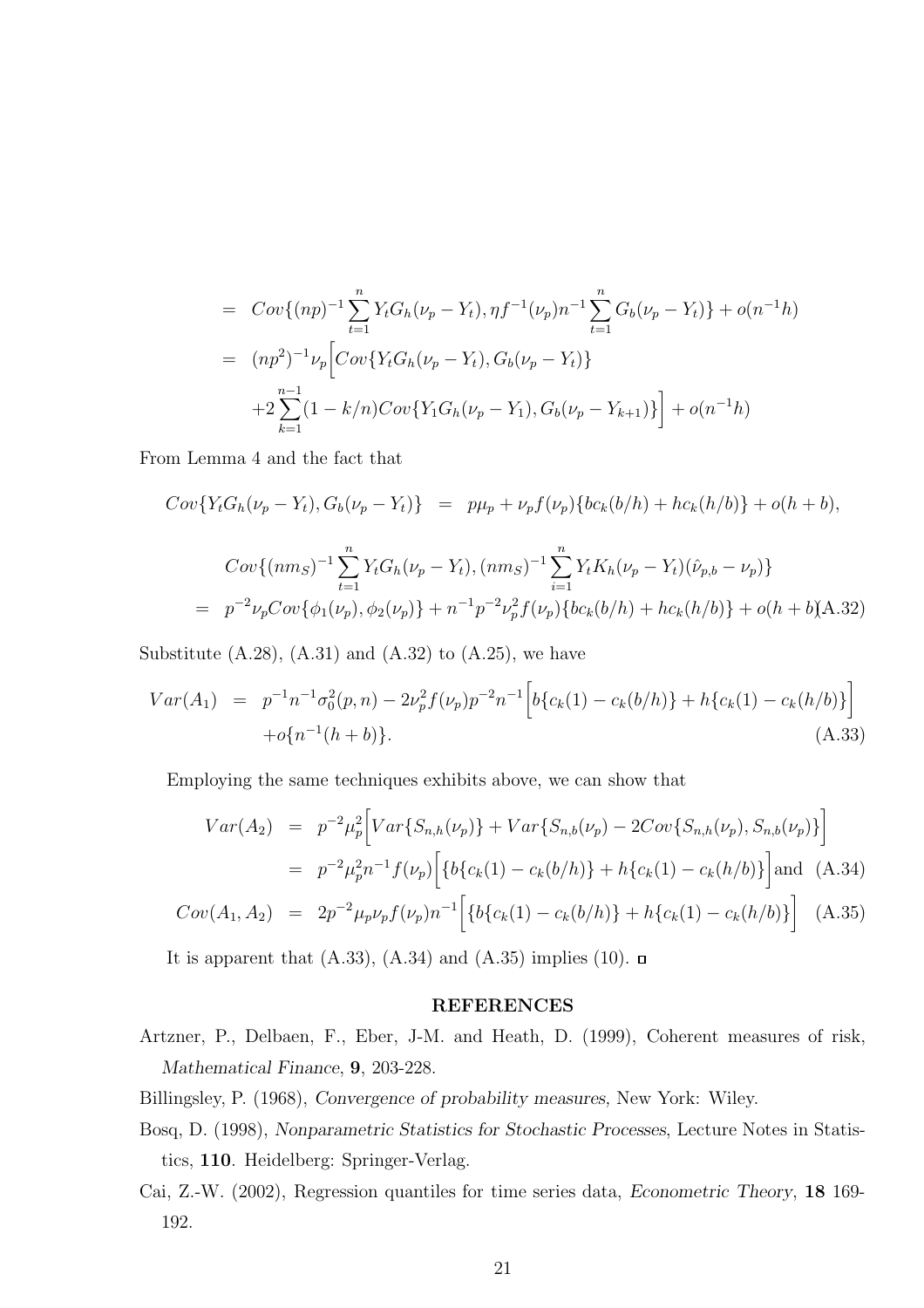$$
\begin{aligned}
&= Cov\{(np)^{-1}\sum_{t=1}^{n} Y_t G_h(\nu_p - Y_t), \eta f^{-1}(\nu_p) n^{-1}\sum_{t=1}^{n} G_b(\nu_p - Y_t)\} + o(n^{-1}h) \\
&= (np^2)^{-1}\nu_p\Big[Cov\{Y_t G_h(\nu_p - Y_t), G_b(\nu_p - Y_t)\} \\
&\quad + 2\sum_{k=1}^{n-1}(1-k/n)Cov\{Y_1 G_h(\nu_p - Y_1), G_b(\nu_p - Y_{k+1})\}\Big] + o(n^{-1}h)
\end{aligned}
$$

From Lemma 4 and the fact that

$$
Cov\{Y_t G_h(\nu_p - Y_t), G_b(\nu_p - Y_t)\} = p\mu_p + \nu_p f(\nu_p)\{bc_k(b/h) + hc_k(h/b)\} + o(h+b),
$$

$$
\begin{aligned}
& Cov\{(nm_S)^{-1}\sum_{t=1}^{n} Y_t G_h(\nu_p - Y_t), (nm_S)^{-1}\sum_{i=1}^{n} Y_t K_h(\nu_p - Y_t)(\hat{\nu}_{p,b} - \nu_p)\} \\
&= p^{-2}\nu_p Cov\{\phi_1(\nu_p), \phi_2(\nu_p)\} + n^{-1}p^{-2}\nu_p^2 f(\nu_p)\{bc_k(b/h) + hc_k(h/b)\} + o(h+b) \quad \text{(A.32)}
\end{aligned}
$$

Substitute (A.28), (A.31) and (A.32) to (A.25), we have

$$
\begin{aligned}
Var(A_1) &= p^{-1}n^{-1}\sigma_0^2(p,n) - 2\nu_p^2 f(\nu_p)p^{-2}n^{-1}\Big[b\{c_k(1) - c_k(b/h)\} + h\{c_k(1) - c_k(h/b)\}\Big] \\
&\quad + o\{n^{-1}(h+b)\}. \qquad \text{(A.33)}
\end{aligned}
$$

Employing the same techniques exhibits above, we can show that

$$
\begin{aligned}
Var(A_2) &= p^{-2}\mu_p^2\Big[Var\{S_{n,h}(\nu_p)\} + Var\{S_{n,b}(\nu_p) - 2Cov\{S_{n,h}(\nu_p), S_{n,b}(\nu_p)\}\Big] \\
&= p^{-2}\mu_p^2 n^{-1} f(\nu_p)\Big[\{b\{c_k(1) - c_k(b/h)\} + h\{c_k(1) - c_k(b/h)\}\Big] \text{and} \quad \text{(A.34)} \\
Cov(A_1, A_2) &= 2p^{-2}\mu_p\nu_p f(\nu_p)n^{-1}\Big[\{b\{c_k(1) - c_k(b/h)\} + h\{c_k(1) - c_k(h/b)\}\Big] \quad \text{(A.35)}
\end{aligned}
$$

It is apparent that (A.33), (A.34) and (A.35) implies (10). □

## REFERENCES

Artzner, P., Delbaen, F., Eber, J-M. and Heath, D. (1999), Coherent measures of risk, *Mathematical Finance*, **9**, 203-228.

Billingsley, P. (1968), *Convergence of probability measures*, New York: Wiley.

Bosq, D. (1998), *Nonparametric Statistics for Stochastic Processes*, Lecture Notes in Statistics, **110**. Heidelberg: Springer-Verlag.

Cai, Z.-W. (2002), Regression quantiles for time series data, *Econometric Theory*, **18** 169-192.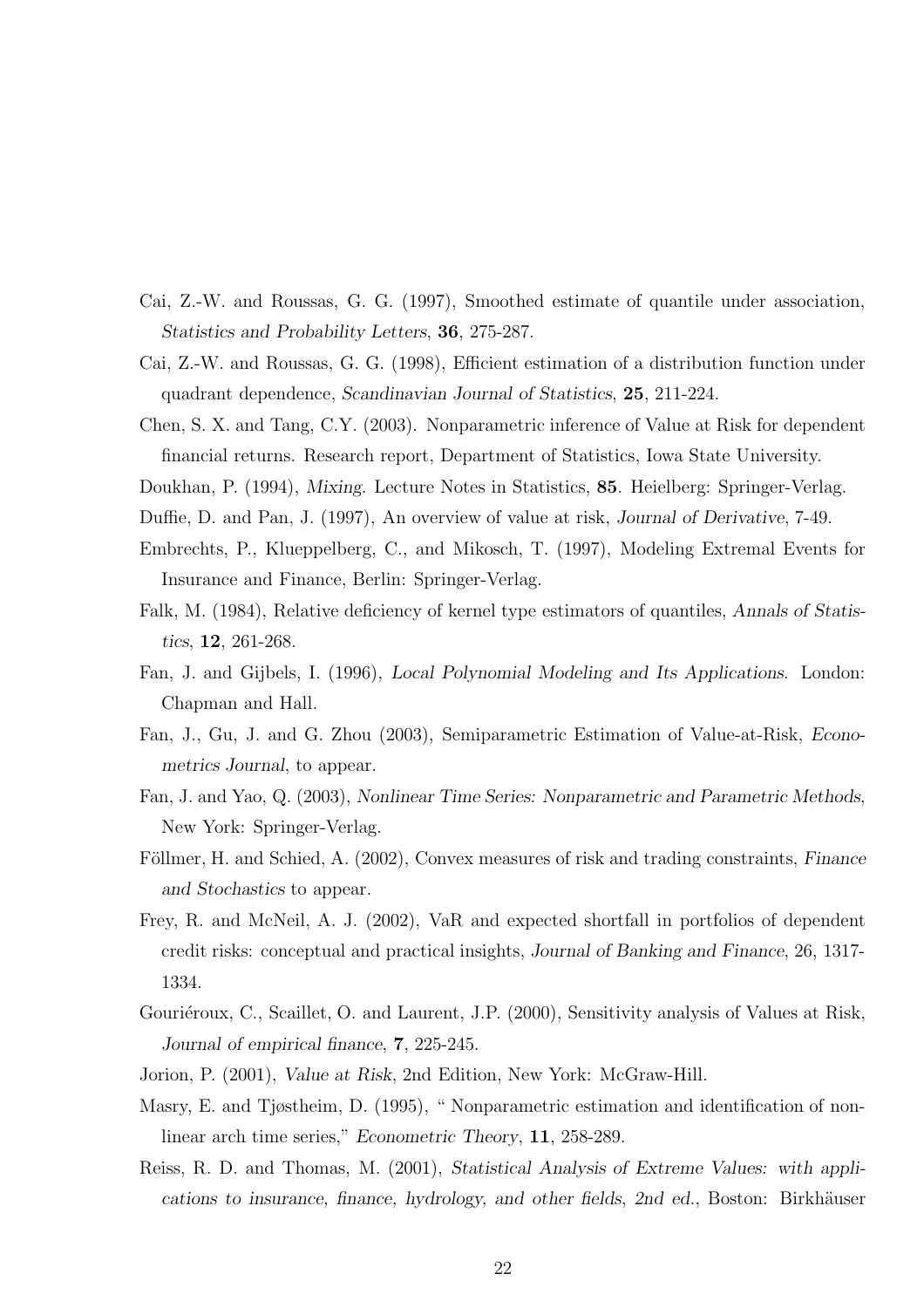Cai, Z.-W. and Roussas, G. G. (1997), Smoothed estimate of quantile under association, *Statistics and Probability Letters*, **36**, 275-287.

Cai, Z.-W. and Roussas, G. G. (1998), Efficient estimation of a distribution function under quadrant dependence, *Scandinavian Journal of Statistics*, **25**, 211-224.

Chen, S. X. and Tang, C.Y. (2003). Nonparametric inference of Value at Risk for dependent financial returns. Research report, Department of Statistics, Iowa State University.

Doukhan, P. (1994), *Mixing*. Lecture Notes in Statistics, **85**. Heielberg: Springer-Verlag.

Duffie, D. and Pan, J. (1997), An overview of value at risk, *Journal of Derivative*, 7-49.

Embrechts, P., Klueppelberg, C., and Mikosch, T. (1997), Modeling Extremal Events for Insurance and Finance, Berlin: Springer-Verlag.

Falk, M. (1984), Relative deficiency of kernel type estimators of quantiles, *Annals of Statistics*, **12**, 261-268.

Fan, J. and Gijbels, I. (1996), *Local Polynomial Modeling and Its Applications*. London: Chapman and Hall.

Fan, J., Gu, J. and G. Zhou (2003), Semiparametric Estimation of Value-at-Risk, *Econometrics Journal*, to appear.

Fan, J. and Yao, Q. (2003), *Nonlinear Time Series: Nonparametric and Parametric Methods*, New York: Springer-Verlag.

Föllmer, H. and Schied, A. (2002), Convex measures of risk and trading constraints, *Finance and Stochastics* to appear.

Frey, R. and McNeil, A. J. (2002), VaR and expected shortfall in portfolios of dependent credit risks: conceptual and practical insights, *Journal of Banking and Finance*, 26, 1317-1334.

Gouriéroux, C., Scaillet, O. and Laurent, J.P. (2000), Sensitivity analysis of Values at Risk, *Journal of empirical finance*, **7**, 225-245.

Jorion, P. (2001), *Value at Risk*, 2nd Edition, New York: McGraw-Hill.

Masry, E. and Tjøstheim, D. (1995), " Nonparametric estimation and identification of nonlinear arch time series," *Econometric Theory*, **11**, 258-289.

Reiss, R. D. and Thomas, M. (2001), *Statistical Analysis of Extreme Values: with applications to insurance, finance, hydrology, and other fields, 2nd ed.*, Boston: Birkhäuser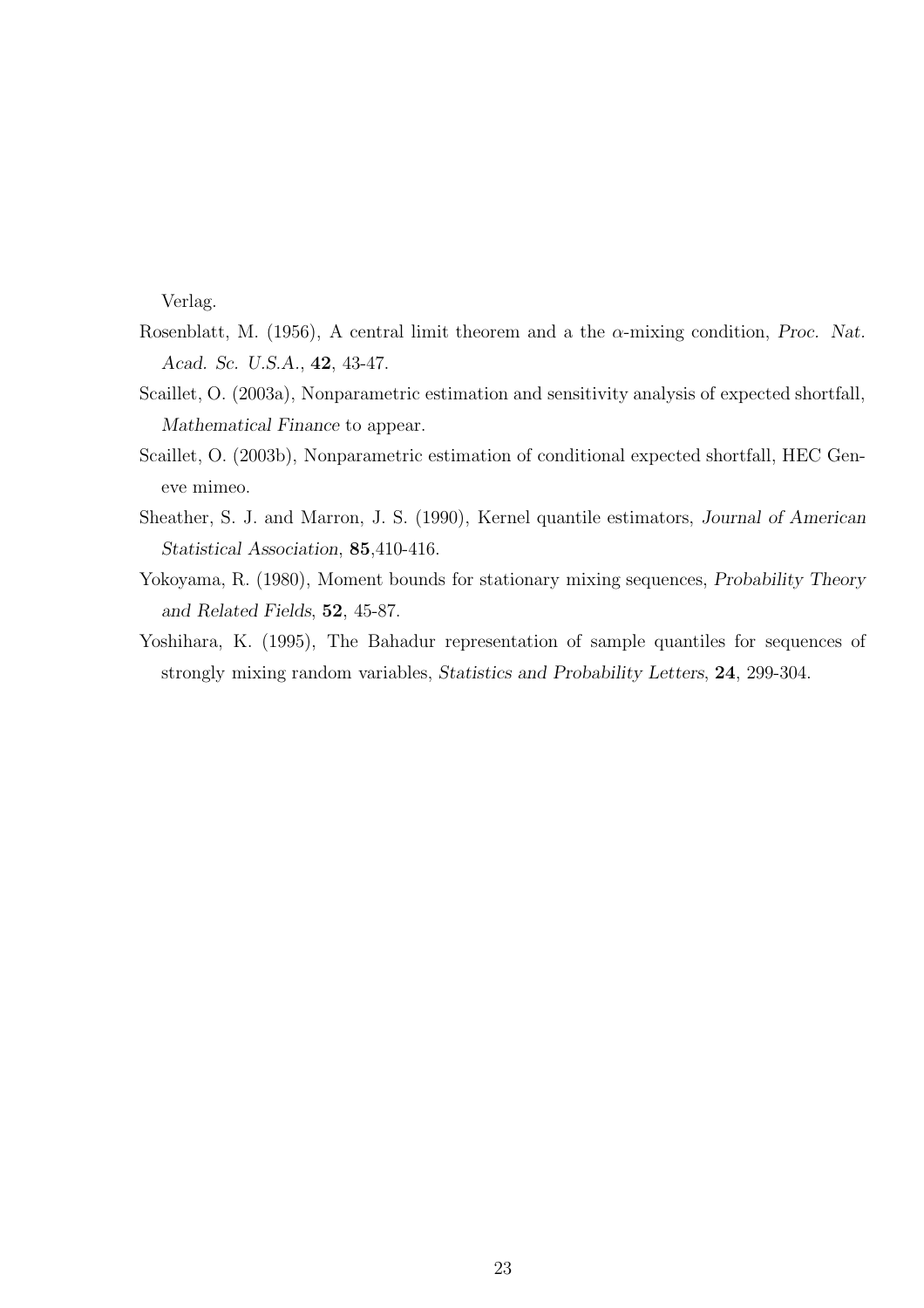Verlag.

Rosenblatt, M. (1956), A central limit theorem and a the $\alpha$-mixing condition, *Proc. Nat. Acad. Sc. U.S.A.*, **42**, 43-47.

Scaillet, O. (2003a), Nonparametric estimation and sensitivity analysis of expected shortfall, *Mathematical Finance* to appear.

Scaillet, O. (2003b), Nonparametric estimation of conditional expected shortfall, HEC Geneve mimeo.

Sheather, S. J. and Marron, J. S. (1990), Kernel quantile estimators, *Journal of American Statistical Association*, **85**,410-416.

Yokoyama, R. (1980), Moment bounds for stationary mixing sequences, *Probability Theory and Related Fields*, **52**, 45-87.

Yoshihara, K. (1995), The Bahadur representation of sample quantiles for sequences of strongly mixing random variables, *Statistics and Probability Letters*, **24**, 299-304.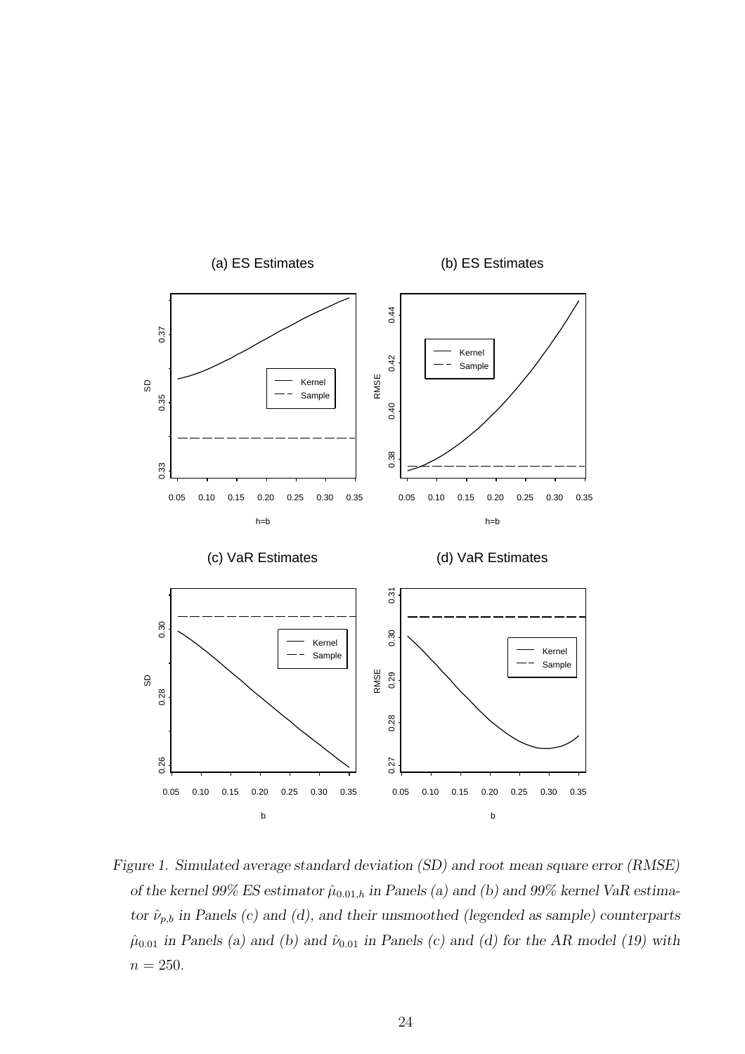*Figure 1. Simulated average standard deviation (SD) and root mean square error (RMSE) of the kernel 99% ES estimator $\hat{\mu}_{0.01,h}$ in Panels (a) and (b) and 99% kernel VaR estimator $\hat{\nu}_{p,b}$ in Panels (c) and (d), and their unsmoothed (legended as sample) counterparts $\hat{\mu}_{0.01}$ in Panels (a) and (b) and $\hat{\nu}_{0.01}$ in Panels (c) and (d) for the AR model (19) with $n = 250$.*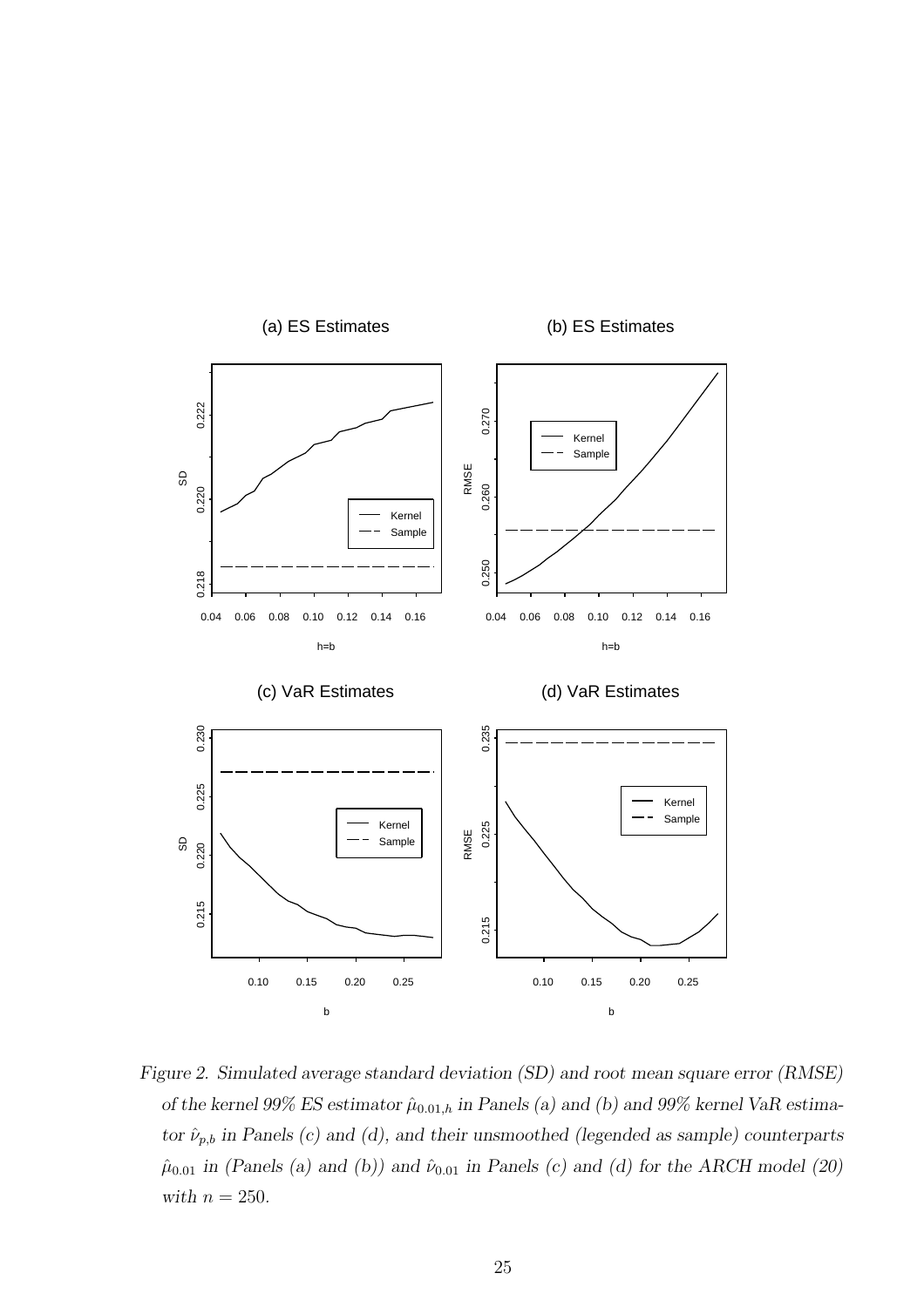*Figure 2. Simulated average standard deviation (SD) and root mean square error (RMSE) of the kernel 99% ES estimator $\hat{\mu}_{0.01,h}$ in Panels (a) and (b) and 99% kernel VaR estimator $\hat{\nu}_{p,b}$ in Panels (c) and (d), and their unsmoothed (legended as sample) counterparts $\hat{\mu}_{0.01}$ in (Panels (a) and (b)) and $\hat{\nu}_{0.01}$ in Panels (c) and (d) for the ARCH model (20) with $n = 250$.*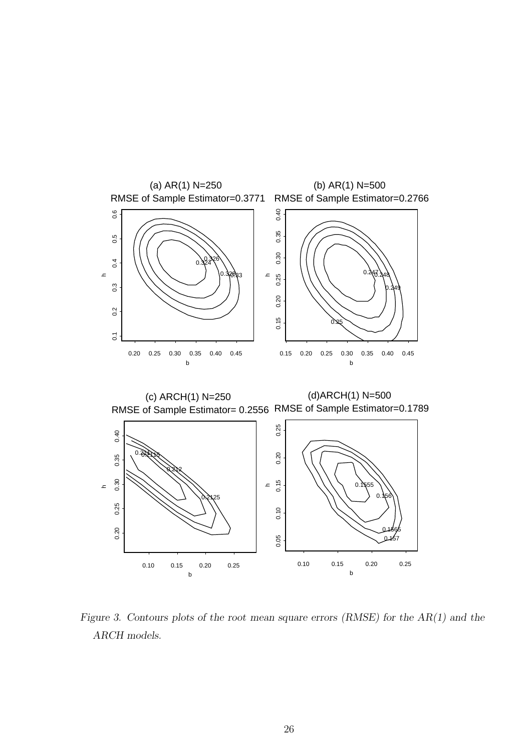*Figure 3. Contours plots of the root mean square errors (RMSE) for the AR(1) and the ARCH models.*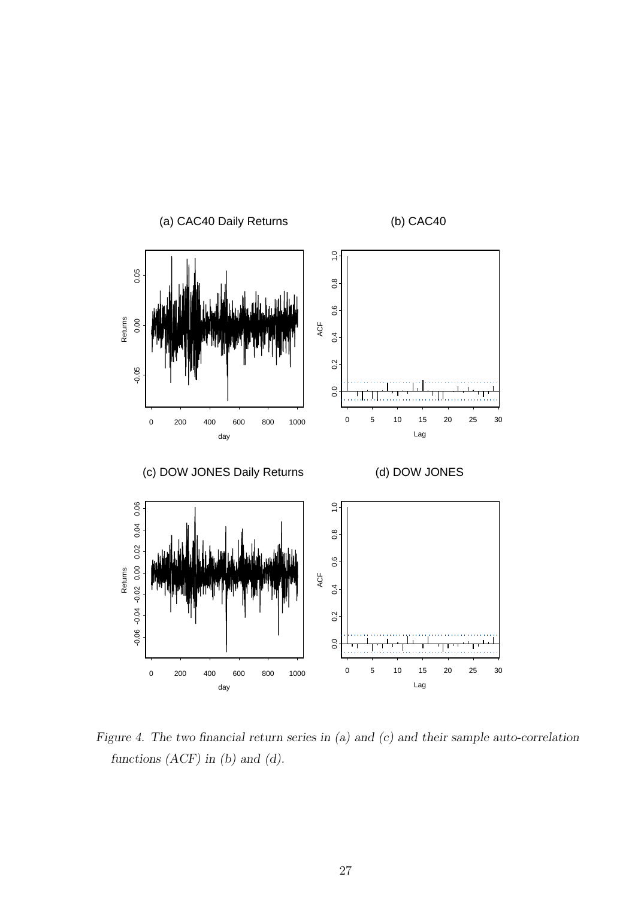*Figure 4. The two financial return series in (a) and (c) and their sample auto-correlation functions (ACF) in (b) and (d).*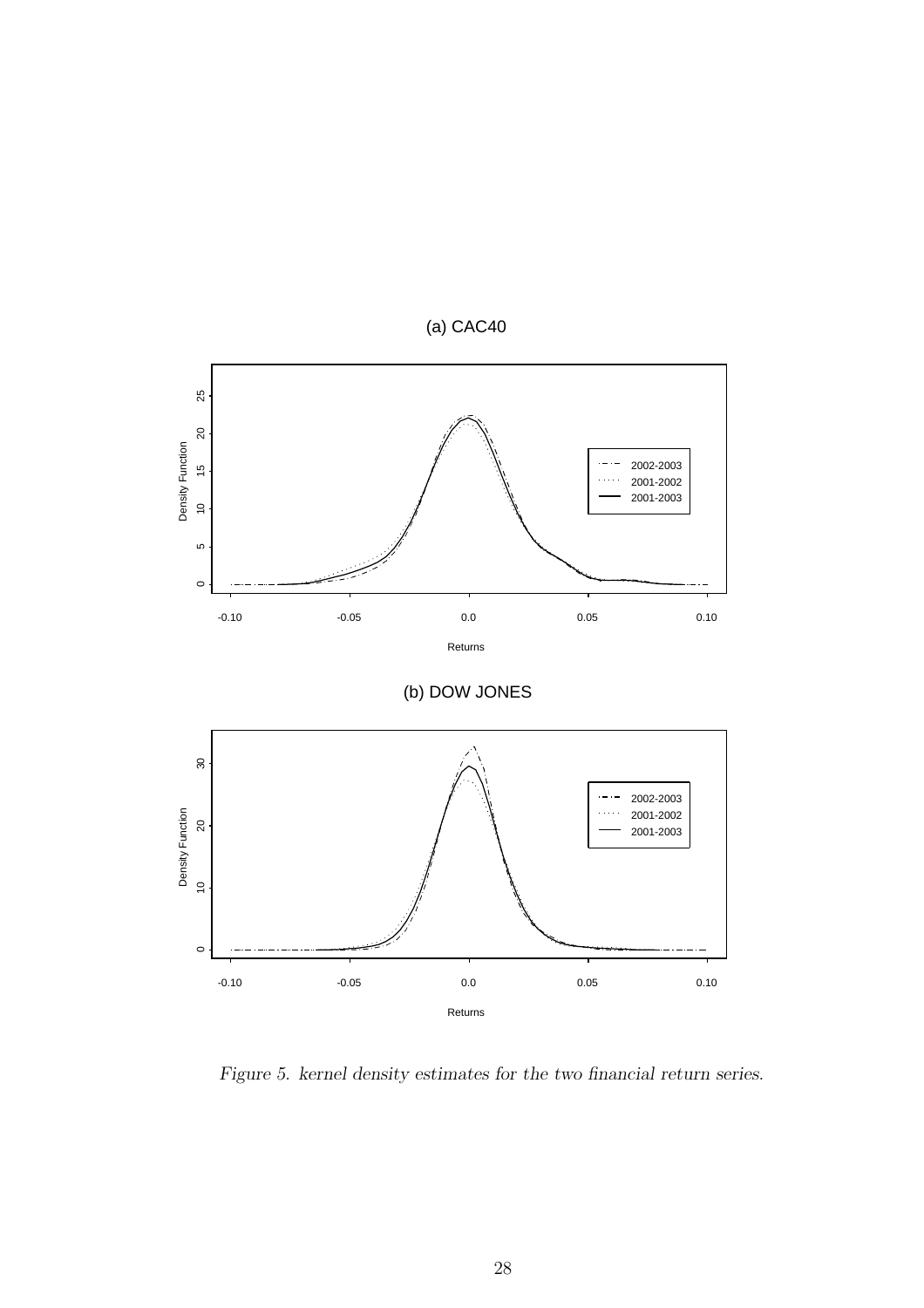*Figure 5. kernel density estimates for the two financial return series.*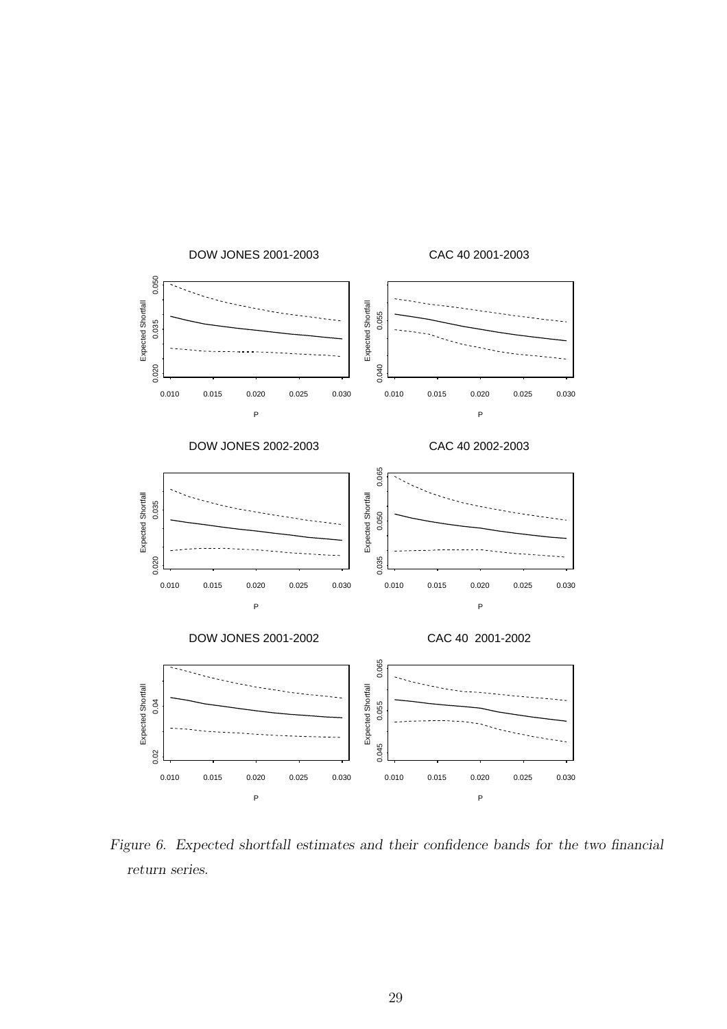*Figure 6. Expected shortfall estimates and their confidence bands for the two financial return series.*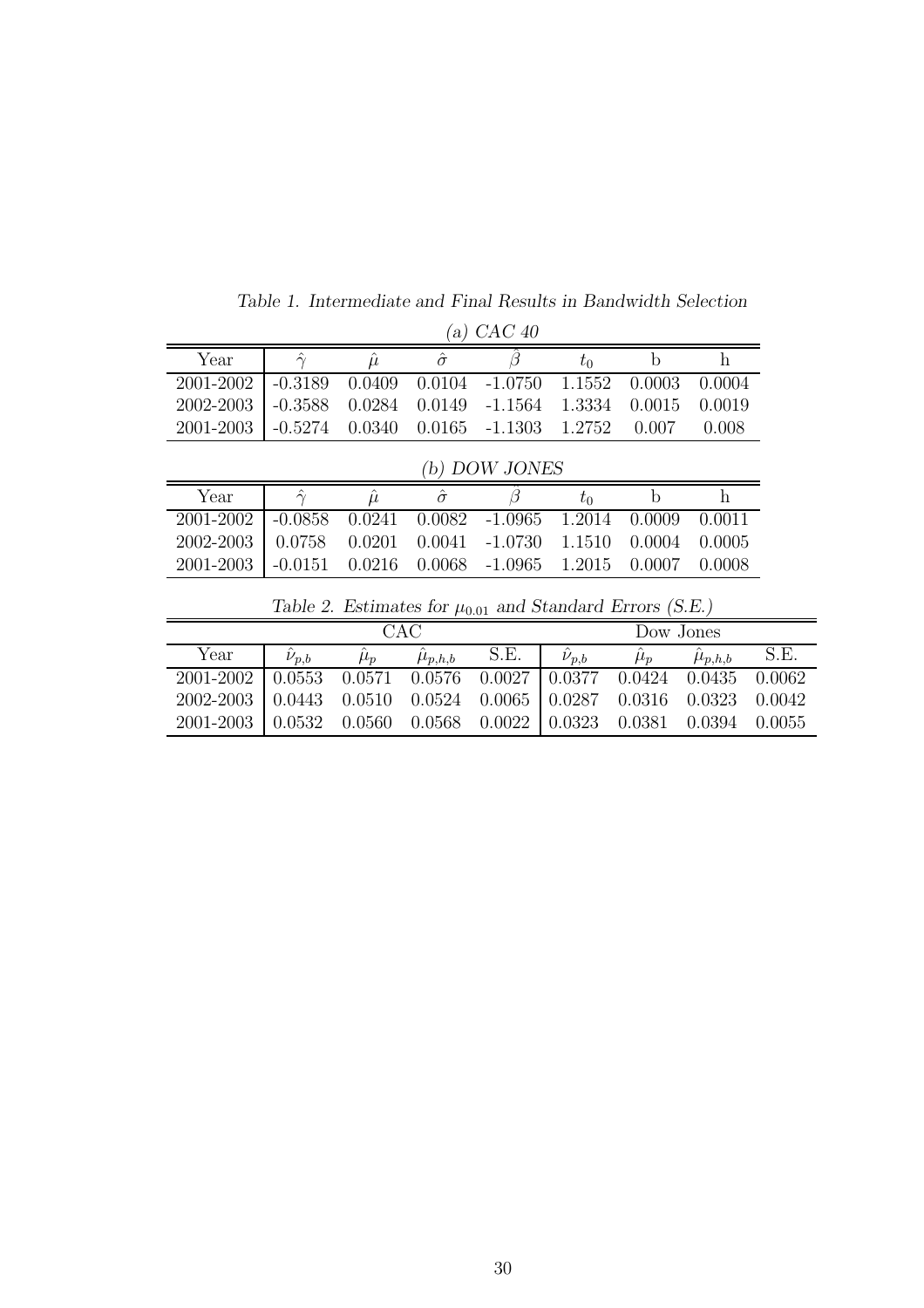*Table 1. Intermediate and Final Results in Bandwidth Selection*

*(a) CAC 40*

| Year | $\hat{\gamma}$ | $\hat{\mu}$ | $\hat{\sigma}$ | $\hat{\beta}$ | $t_0$ | b | h |
|---|---|---|---|---|---|---|---|
| 2001-2002 | -0.3189 | 0.0409 | 0.0104 | -1.0750 | 1.1552 | 0.0003 | 0.0004 |
| 2002-2003 | -0.3588 | 0.0284 | 0.0149 | -1.1564 | 1.3334 | 0.0015 | 0.0019 |
| 2001-2003 | -0.5274 | 0.0340 | 0.0165 | -1.1303 | 1.2752 | 0.007 | 0.008 |

*(b) DOW JONES*

| Year | $\hat{\gamma}$ | $\hat{\mu}$ | $\hat{\sigma}$ | $\hat{\beta}$ | $t_0$ | b | h |
|---|---|---|---|---|---|---|---|
| 2001-2002 | -0.0858 | 0.0241 | 0.0082 | -1.0965 | 1.2014 | 0.0009 | 0.0011 |
| 2002-2003 | 0.0758 | 0.0201 | 0.0041 | -1.0730 | 1.1510 | 0.0004 | 0.0005 |
| 2001-2003 | -0.0151 | 0.0216 | 0.0068 | -1.0965 | 1.2015 | 0.0007 | 0.0008 |

*Table 2. Estimates for $\mu_{0.01}$ and Standard Errors (S.E.)*

| | CAC | | | | Dow Jones | | | |
|---|---|---|---|---|---|---|---|---|
| Year | $\hat{\nu}_{p,b}$ | $\hat{\mu}_p$ | $\hat{\mu}_{p,h,b}$ | S.E. | $\hat{\nu}_{p,b}$ | $\hat{\mu}_p$ | $\hat{\mu}_{p,h,b}$ | S.E. |
| 2001-2002 | 0.0553 | 0.0571 | 0.0576 | 0.0027 | 0.0377 | 0.0424 | 0.0435 | 0.0062 |
| 2002-2003 | 0.0443 | 0.0510 | 0.0524 | 0.0065 | 0.0287 | 0.0316 | 0.0323 | 0.0042 |
| 2001-2003 | 0.0532 | 0.0560 | 0.0568 | 0.0022 | 0.0323 | 0.0381 | 0.0394 | 0.0055 |